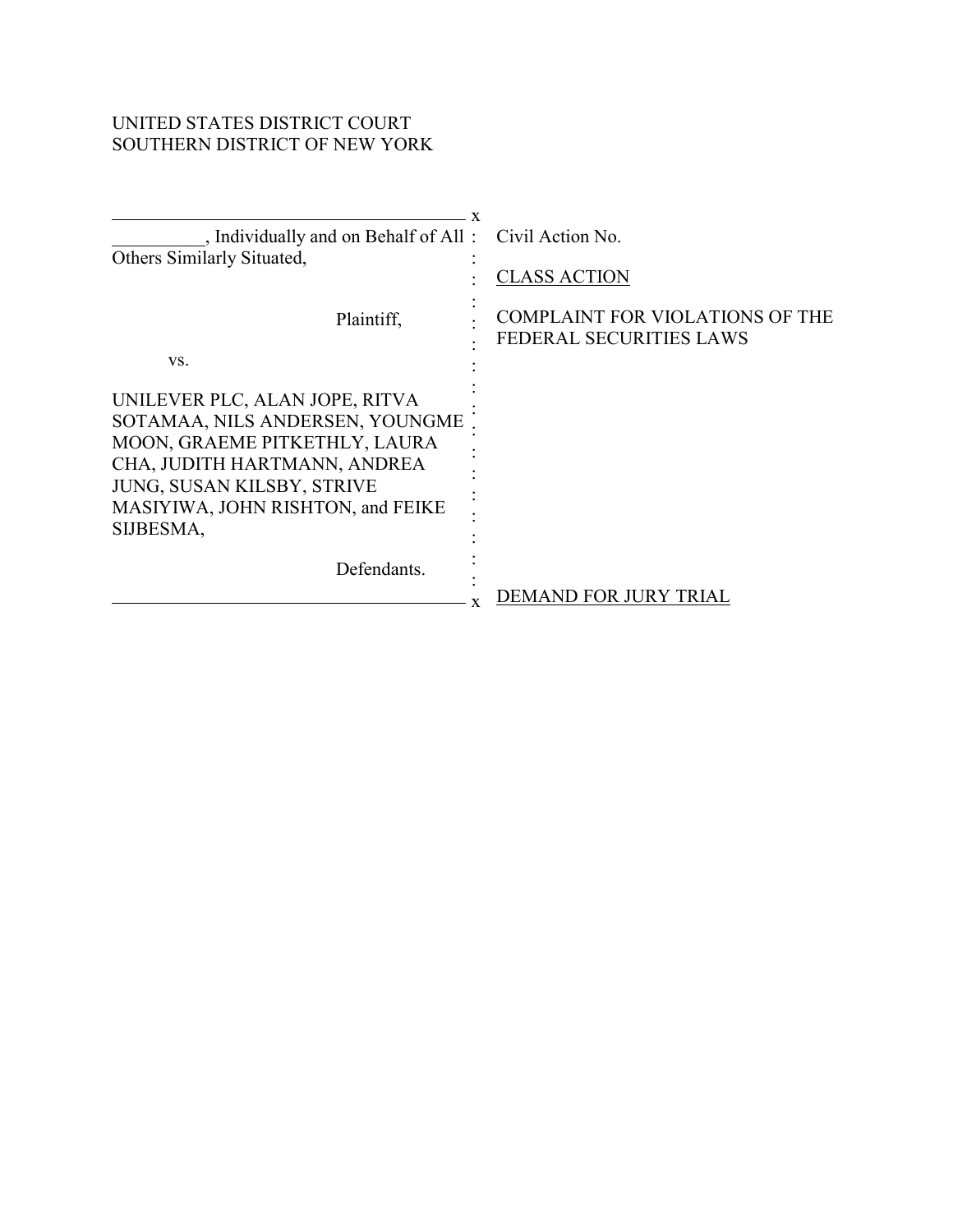UNITED STATES DISTRICT COURT
SOUTHERN DISTRICT OF NEW YORK

__________, Individually and on Behalf of All Others Similarly Situated,

Plaintiff,

vs.

UNILEVER PLC, ALAN JOPE, RITVA SOTAMAA, NILS ANDERSEN, YOUNGME MOON, GRAEME PITKETHLY, LAURA CHA, JUDITH HARTMANN, ANDREA JUNG, SUSAN KILSBY, STRIVE MASIYIWA, JOHN RISHTON, and FEIKE SIJBESMA,

Defendants.

Civil Action No.

CLASS ACTION

COMPLAINT FOR VIOLATIONS OF THE FEDERAL SECURITIES LAWS

DEMAND FOR JURY TRIAL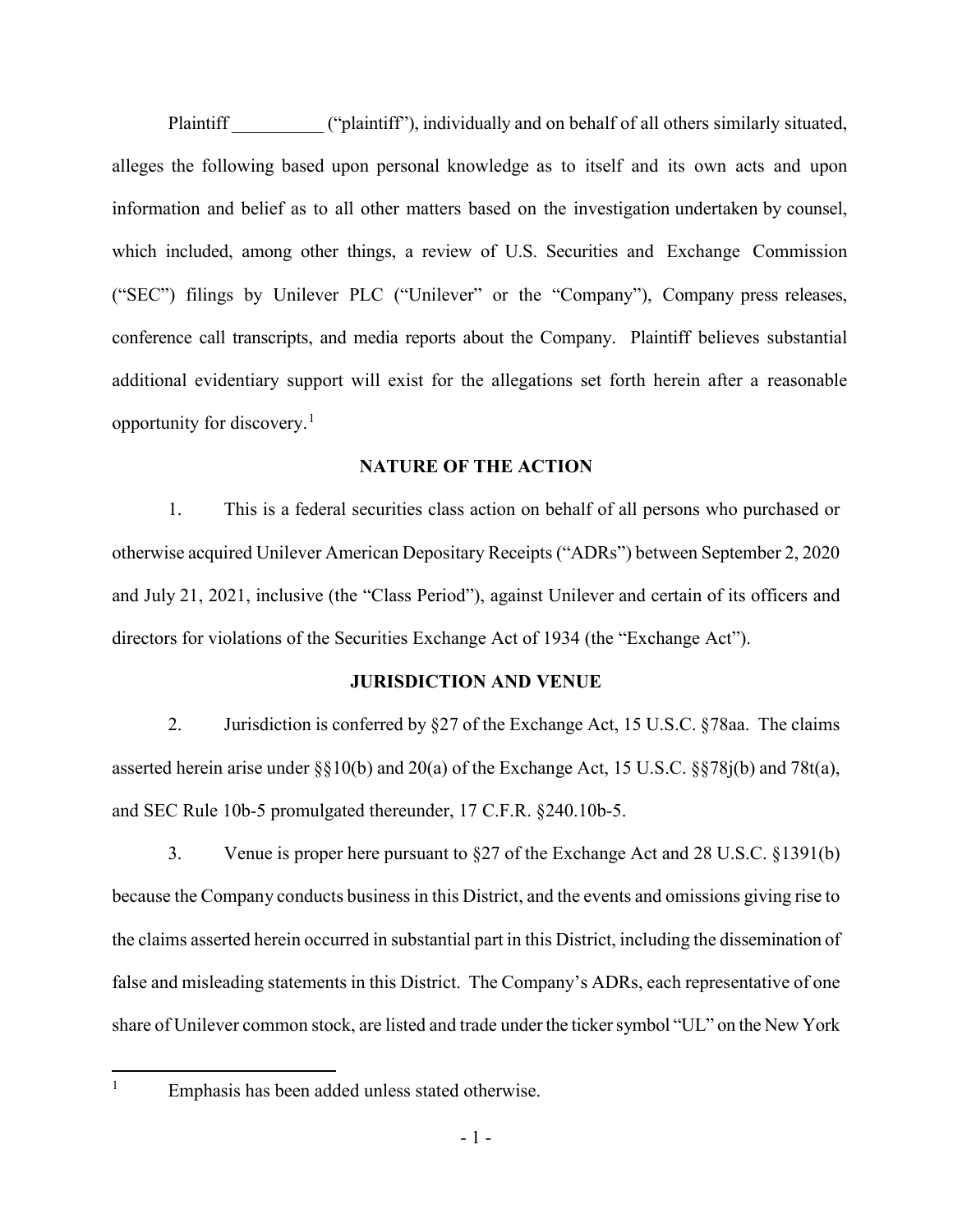Plaintiff __________ ("plaintiff"), individually and on behalf of all others similarly situated, alleges the following based upon personal knowledge as to itself and its own acts and upon information and belief as to all other matters based on the investigation undertaken by counsel, which included, among other things, a review of U.S. Securities and Exchange Commission ("SEC") filings by Unilever PLC ("Unilever" or the "Company"), Company press releases, conference call transcripts, and media reports about the Company. Plaintiff believes substantial additional evidentiary support will exist for the allegations set forth herein after a reasonable opportunity for discovery.[1]

## NATURE OF THE ACTION

1. This is a federal securities class action on behalf of all persons who purchased or otherwise acquired Unilever American Depositary Receipts ("ADRs") between September 2, 2020 and July 21, 2021, inclusive (the "Class Period"), against Unilever and certain of its officers and directors for violations of the Securities Exchange Act of 1934 (the "Exchange Act").

## JURISDICTION AND VENUE

2. Jurisdiction is conferred by §27 of the Exchange Act, 15 U.S.C. §78aa. The claims asserted herein arise under §§10(b) and 20(a) of the Exchange Act, 15 U.S.C. §§78j(b) and 78t(a), and SEC Rule 10b-5 promulgated thereunder, 17 C.F.R. §240.10b-5.

3. Venue is proper here pursuant to §27 of the Exchange Act and 28 U.S.C. §1391(b) because the Company conducts business in this District, and the events and omissions giving rise to the claims asserted herein occurred in substantial part in this District, including the dissemination of false and misleading statements in this District. The Company's ADRs, each representative of one share of Unilever common stock, are listed and trade under the ticker symbol "UL" on the New York

---

[1] Emphasis has been added unless stated otherwise.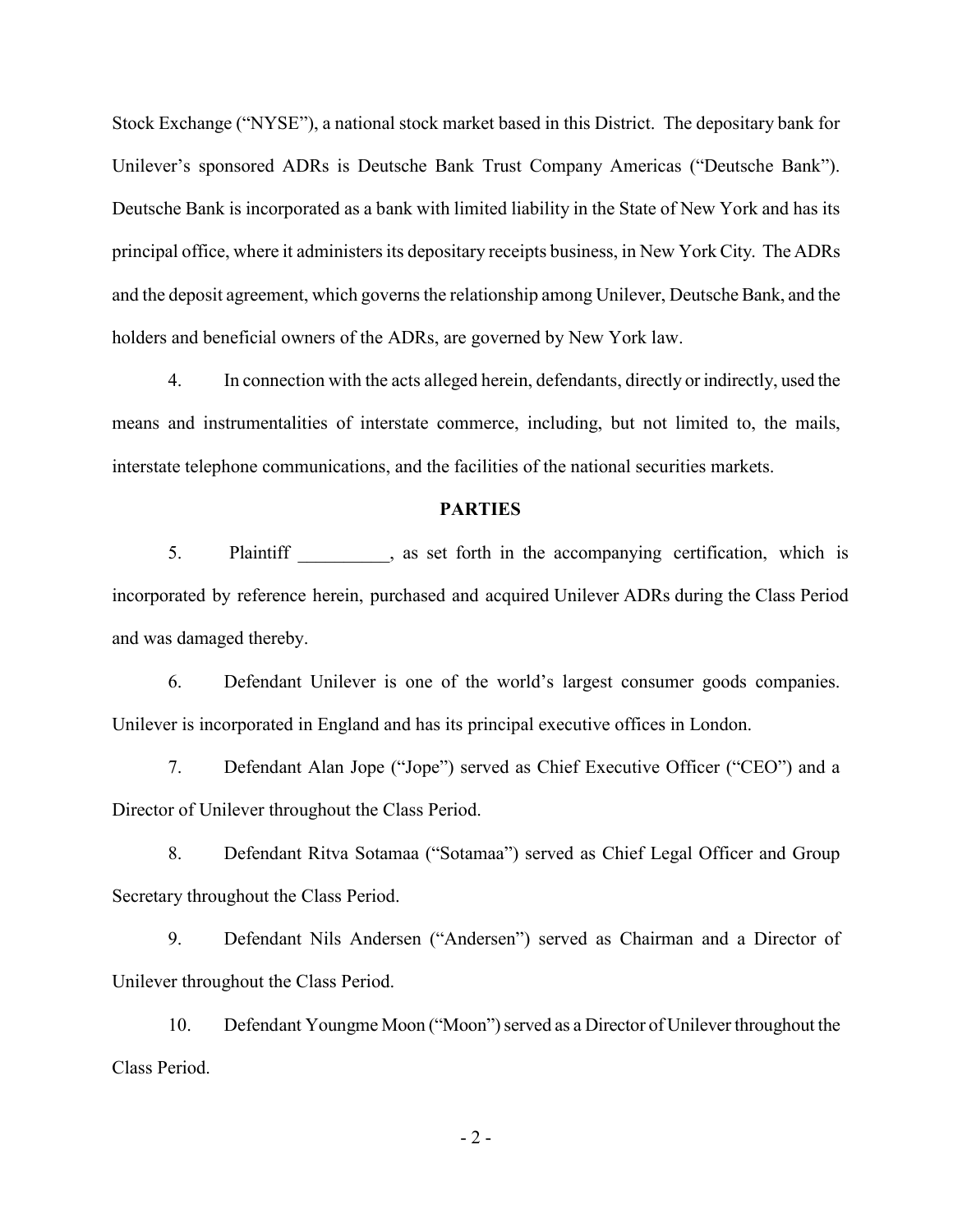Stock Exchange ("NYSE"), a national stock market based in this District. The depositary bank for Unilever's sponsored ADRs is Deutsche Bank Trust Company Americas ("Deutsche Bank"). Deutsche Bank is incorporated as a bank with limited liability in the State of New York and has its principal office, where it administers its depositary receipts business, in New York City. The ADRs and the deposit agreement, which governs the relationship among Unilever, Deutsche Bank, and the holders and beneficial owners of the ADRs, are governed by New York law.

4. In connection with the acts alleged herein, defendants, directly or indirectly, used the means and instrumentalities of interstate commerce, including, but not limited to, the mails, interstate telephone communications, and the facilities of the national securities markets.

## PARTIES

5. Plaintiff __________, as set forth in the accompanying certification, which is incorporated by reference herein, purchased and acquired Unilever ADRs during the Class Period and was damaged thereby.

6. Defendant Unilever is one of the world's largest consumer goods companies. Unilever is incorporated in England and has its principal executive offices in London.

7. Defendant Alan Jope ("Jope") served as Chief Executive Officer ("CEO") and a Director of Unilever throughout the Class Period.

8. Defendant Ritva Sotamaa ("Sotamaa") served as Chief Legal Officer and Group Secretary throughout the Class Period.

9. Defendant Nils Andersen ("Andersen") served as Chairman and a Director of Unilever throughout the Class Period.

10. Defendant Youngme Moon ("Moon") served as a Director of Unilever throughout the Class Period.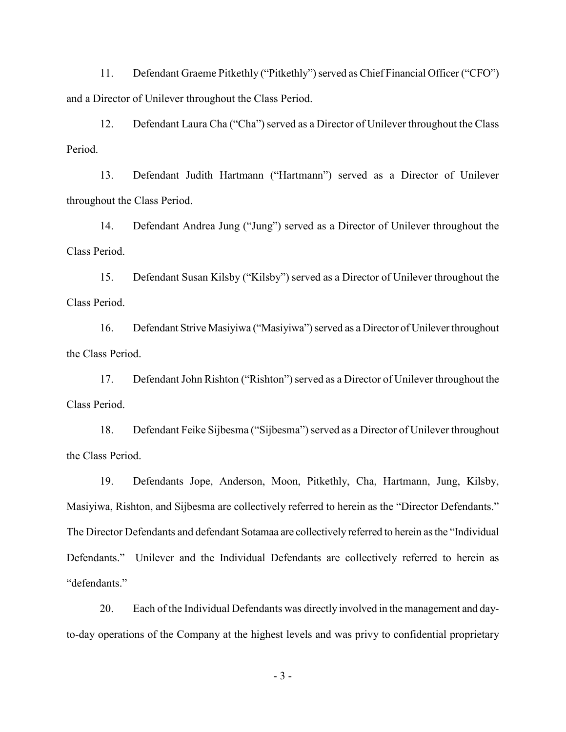11. Defendant Graeme Pitkethly ("Pitkethly") served as Chief Financial Officer ("CFO") and a Director of Unilever throughout the Class Period.

12. Defendant Laura Cha ("Cha") served as a Director of Unilever throughout the Class Period.

13. Defendant Judith Hartmann ("Hartmann") served as a Director of Unilever throughout the Class Period.

14. Defendant Andrea Jung ("Jung") served as a Director of Unilever throughout the Class Period.

15. Defendant Susan Kilsby ("Kilsby") served as a Director of Unilever throughout the Class Period.

16. Defendant Strive Masiyiwa ("Masiyiwa") served as a Director of Unilever throughout the Class Period.

17. Defendant John Rishton ("Rishton") served as a Director of Unilever throughout the Class Period.

18. Defendant Feike Sijbesma ("Sijbesma") served as a Director of Unilever throughout the Class Period.

19. Defendants Jope, Anderson, Moon, Pitkethly, Cha, Hartmann, Jung, Kilsby, Masiyiwa, Rishton, and Sijbesma are collectively referred to herein as the "Director Defendants." The Director Defendants and defendant Sotamaa are collectively referred to herein as the "Individual Defendants." Unilever and the Individual Defendants are collectively referred to herein as "defendants."

20. Each of the Individual Defendants was directly involved in the management and day-to-day operations of the Company at the highest levels and was privy to confidential proprietary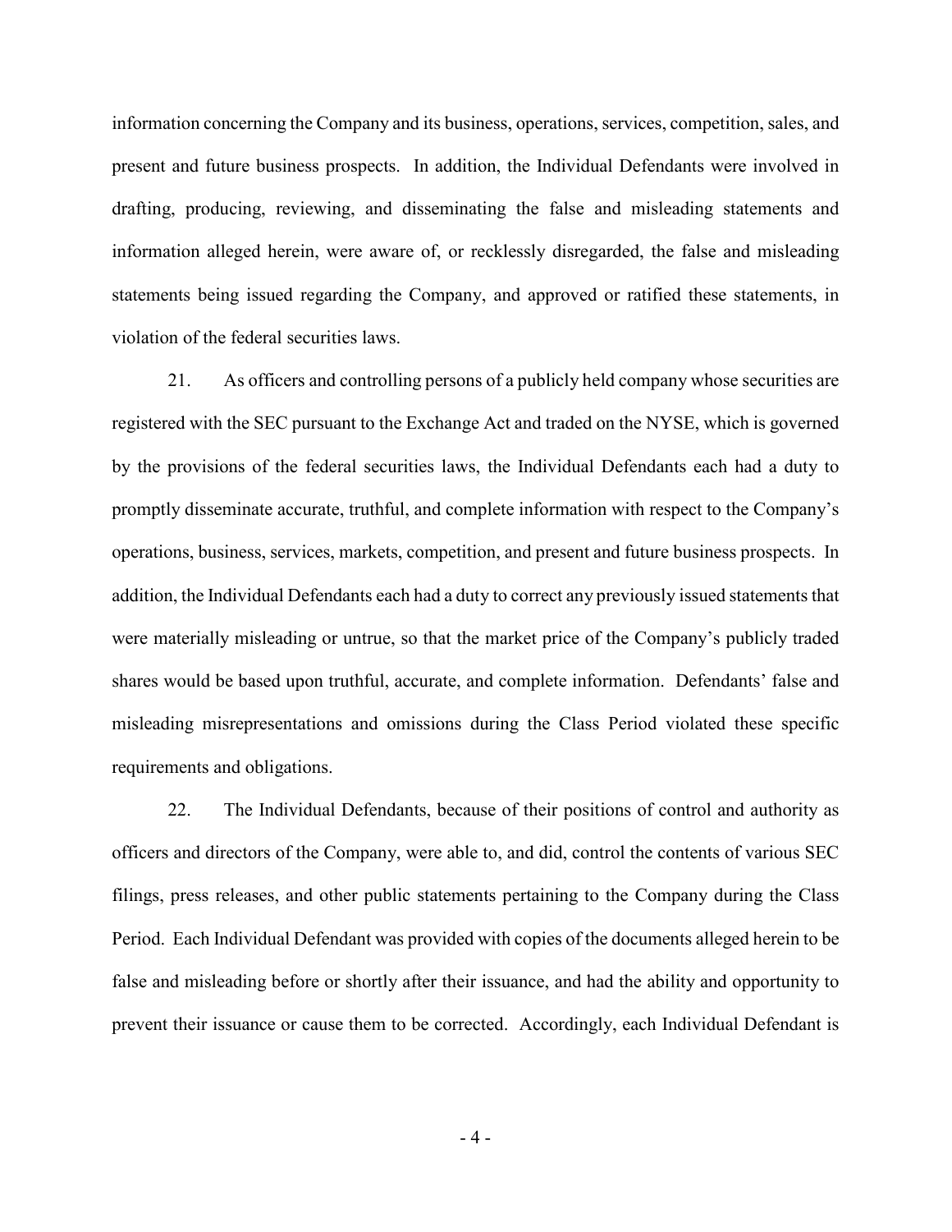information concerning the Company and its business, operations, services, competition, sales, and present and future business prospects. In addition, the Individual Defendants were involved in drafting, producing, reviewing, and disseminating the false and misleading statements and information alleged herein, were aware of, or recklessly disregarded, the false and misleading statements being issued regarding the Company, and approved or ratified these statements, in violation of the federal securities laws.

21. As officers and controlling persons of a publicly held company whose securities are registered with the SEC pursuant to the Exchange Act and traded on the NYSE, which is governed by the provisions of the federal securities laws, the Individual Defendants each had a duty to promptly disseminate accurate, truthful, and complete information with respect to the Company's operations, business, services, markets, competition, and present and future business prospects. In addition, the Individual Defendants each had a duty to correct any previously issued statements that were materially misleading or untrue, so that the market price of the Company's publicly traded shares would be based upon truthful, accurate, and complete information. Defendants' false and misleading misrepresentations and omissions during the Class Period violated these specific requirements and obligations.

22. The Individual Defendants, because of their positions of control and authority as officers and directors of the Company, were able to, and did, control the contents of various SEC filings, press releases, and other public statements pertaining to the Company during the Class Period. Each Individual Defendant was provided with copies of the documents alleged herein to be false and misleading before or shortly after their issuance, and had the ability and opportunity to prevent their issuance or cause them to be corrected. Accordingly, each Individual Defendant is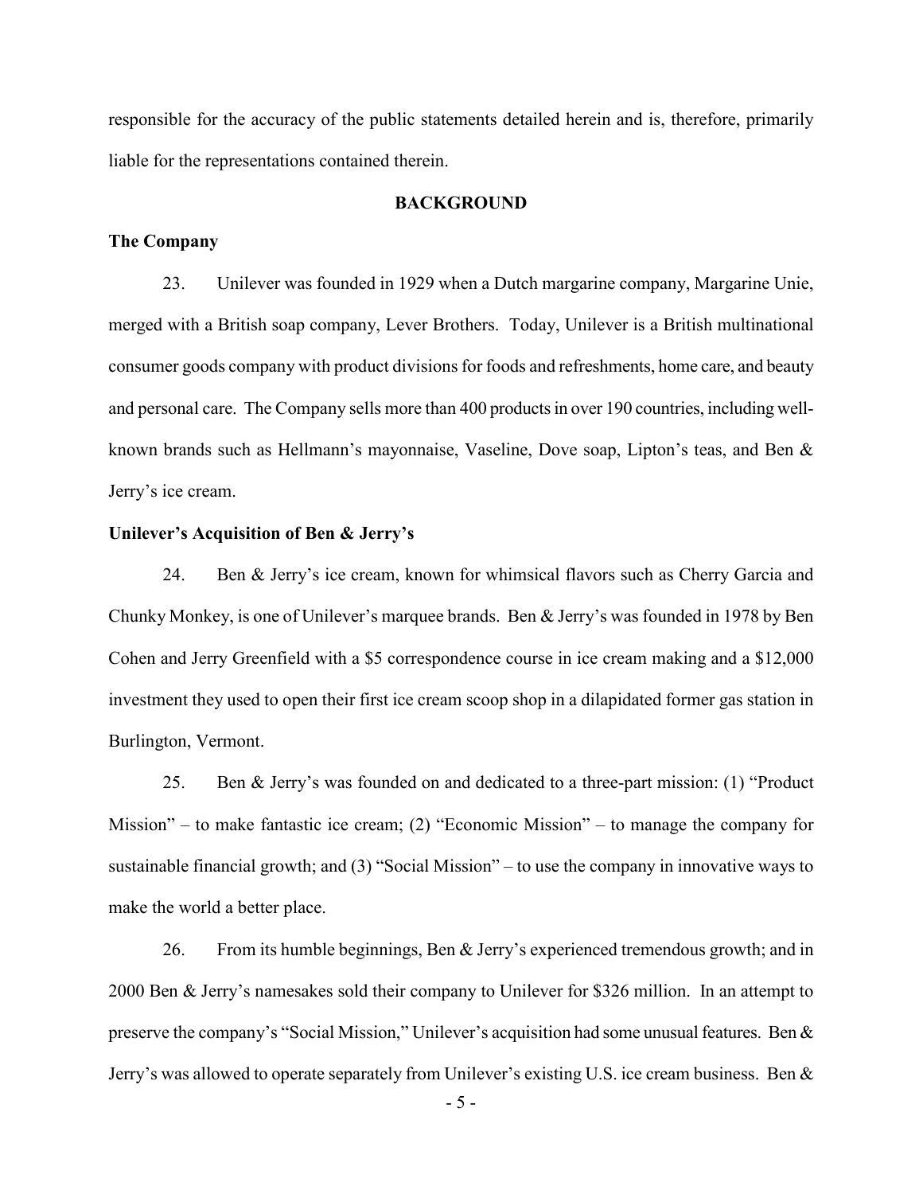responsible for the accuracy of the public statements detailed herein and is, therefore, primarily liable for the representations contained therein.

## BACKGROUND

### The Company

23. Unilever was founded in 1929 when a Dutch margarine company, Margarine Unie, merged with a British soap company, Lever Brothers. Today, Unilever is a British multinational consumer goods company with product divisions for foods and refreshments, home care, and beauty and personal care. The Company sells more than 400 products in over 190 countries, including well-known brands such as Hellmann's mayonnaise, Vaseline, Dove soap, Lipton's teas, and Ben & Jerry's ice cream.

### Unilever's Acquisition of Ben & Jerry's

24. Ben & Jerry's ice cream, known for whimsical flavors such as Cherry Garcia and Chunky Monkey, is one of Unilever's marquee brands. Ben & Jerry's was founded in 1978 by Ben Cohen and Jerry Greenfield with a $5 correspondence course in ice cream making and a $12,000 investment they used to open their first ice cream scoop shop in a dilapidated former gas station in Burlington, Vermont.

25. Ben & Jerry's was founded on and dedicated to a three-part mission: (1) "Product Mission" – to make fantastic ice cream; (2) "Economic Mission" – to manage the company for sustainable financial growth; and (3) "Social Mission" – to use the company in innovative ways to make the world a better place.

26. From its humble beginnings, Ben & Jerry's experienced tremendous growth; and in 2000 Ben & Jerry's namesakes sold their company to Unilever for $326 million. In an attempt to preserve the company's "Social Mission," Unilever's acquisition had some unusual features. Ben & Jerry's was allowed to operate separately from Unilever's existing U.S. ice cream business. Ben &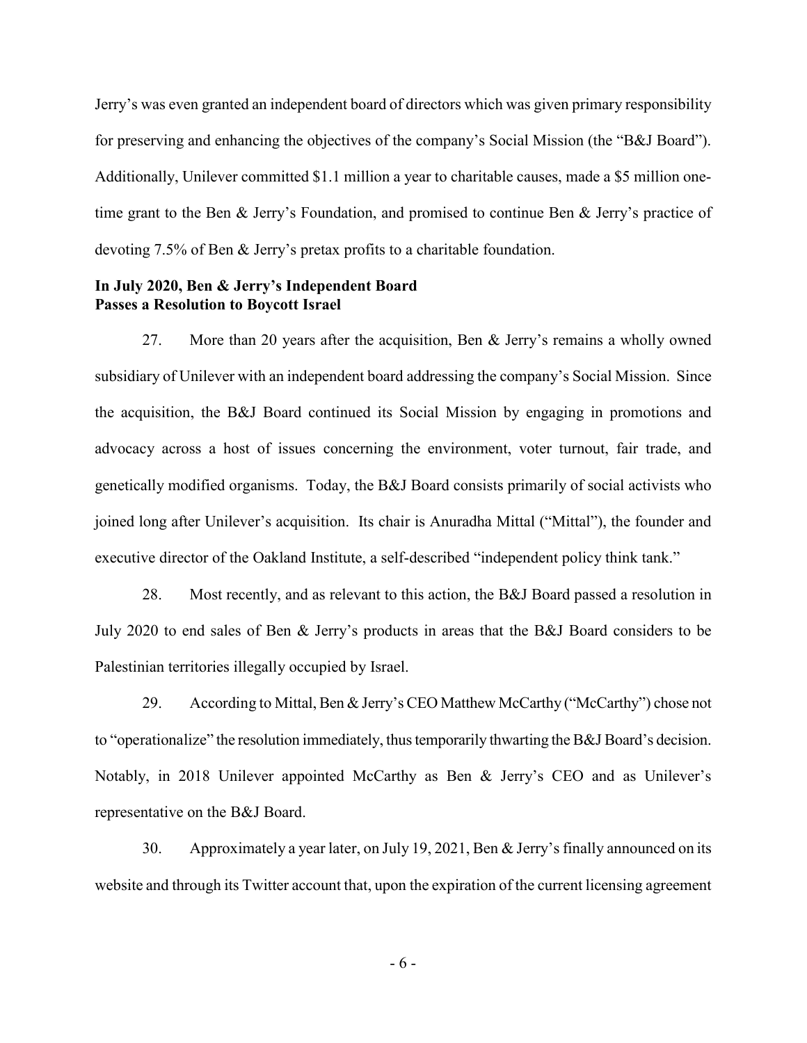Jerry's was even granted an independent board of directors which was given primary responsibility for preserving and enhancing the objectives of the company's Social Mission (the "B&J Board"). Additionally, Unilever committed $1.1 million a year to charitable causes, made a $5 million one-time grant to the Ben & Jerry's Foundation, and promised to continue Ben & Jerry's practice of devoting 7.5% of Ben & Jerry's pretax profits to a charitable foundation.

**In July 2020, Ben & Jerry's Independent Board Passes a Resolution to Boycott Israel**

27. More than 20 years after the acquisition, Ben & Jerry's remains a wholly owned subsidiary of Unilever with an independent board addressing the company's Social Mission. Since the acquisition, the B&J Board continued its Social Mission by engaging in promotions and advocacy across a host of issues concerning the environment, voter turnout, fair trade, and genetically modified organisms. Today, the B&J Board consists primarily of social activists who joined long after Unilever's acquisition. Its chair is Anuradha Mittal ("Mittal"), the founder and executive director of the Oakland Institute, a self-described "independent policy think tank."

28. Most recently, and as relevant to this action, the B&J Board passed a resolution in July 2020 to end sales of Ben & Jerry's products in areas that the B&J Board considers to be Palestinian territories illegally occupied by Israel.

29. According to Mittal, Ben & Jerry's CEO Matthew McCarthy ("McCarthy") chose not to "operationalize" the resolution immediately, thus temporarily thwarting the B&J Board's decision. Notably, in 2018 Unilever appointed McCarthy as Ben & Jerry's CEO and as Unilever's representative on the B&J Board.

30. Approximately a year later, on July 19, 2021, Ben & Jerry's finally announced on its website and through its Twitter account that, upon the expiration of the current licensing agreement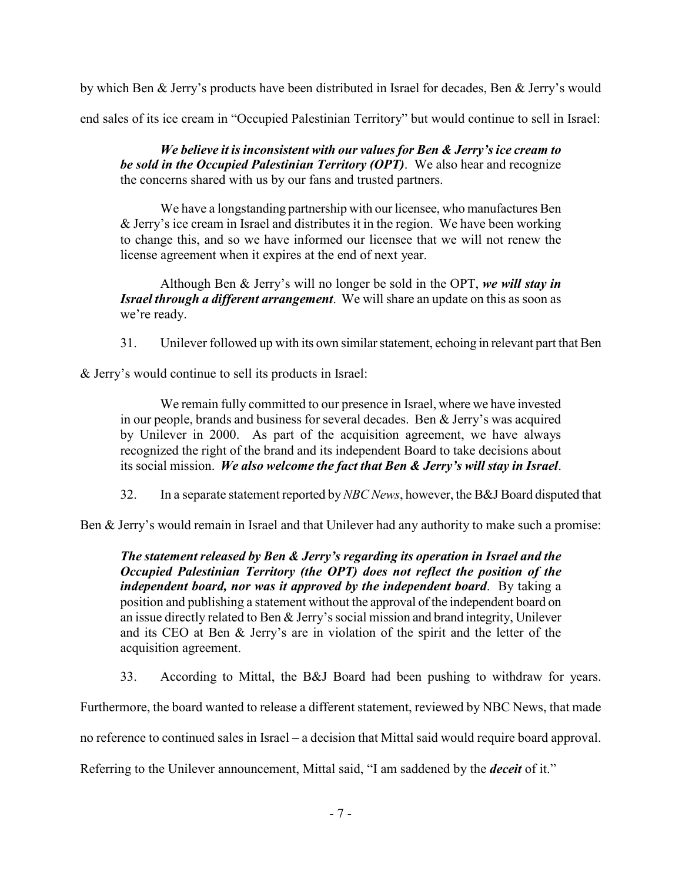by which Ben & Jerry's products have been distributed in Israel for decades, Ben & Jerry's would end sales of its ice cream in "Occupied Palestinian Territory" but would continue to sell in Israel:

> ***We believe it is inconsistent with our values for Ben & Jerry's ice cream to be sold in the Occupied Palestinian Territory (OPT)***. We also hear and recognize the concerns shared with us by our fans and trusted partners.
>
> We have a longstanding partnership with our licensee, who manufactures Ben & Jerry's ice cream in Israel and distributes it in the region. We have been working to change this, and so we have informed our licensee that we will not renew the license agreement when it expires at the end of next year.
>
> Although Ben & Jerry's will no longer be sold in the OPT, ***we will stay in Israel through a different arrangement***. We will share an update on this as soon as we're ready.

31. Unilever followed up with its own similar statement, echoing in relevant part that Ben & Jerry's would continue to sell its products in Israel:

> We remain fully committed to our presence in Israel, where we have invested in our people, brands and business for several decades. Ben & Jerry's was acquired by Unilever in 2000. As part of the acquisition agreement, we have always recognized the right of the brand and its independent Board to take decisions about its social mission. ***We also welcome the fact that Ben & Jerry's will stay in Israel***.

32. In a separate statement reported by *NBC News*, however, the B&J Board disputed that Ben & Jerry's would remain in Israel and that Unilever had any authority to make such a promise:

> ***The statement released by Ben & Jerry's regarding its operation in Israel and the Occupied Palestinian Territory (the OPT) does not reflect the position of the independent board, nor was it approved by the independent board***. By taking a position and publishing a statement without the approval of the independent board on an issue directly related to Ben & Jerry's social mission and brand integrity, Unilever and its CEO at Ben & Jerry's are in violation of the spirit and the letter of the acquisition agreement.

33. According to Mittal, the B&J Board had been pushing to withdraw for years. Furthermore, the board wanted to release a different statement, reviewed by NBC News, that made no reference to continued sales in Israel – a decision that Mittal said would require board approval. Referring to the Unilever announcement, Mittal said, "I am saddened by the ***deceit*** of it."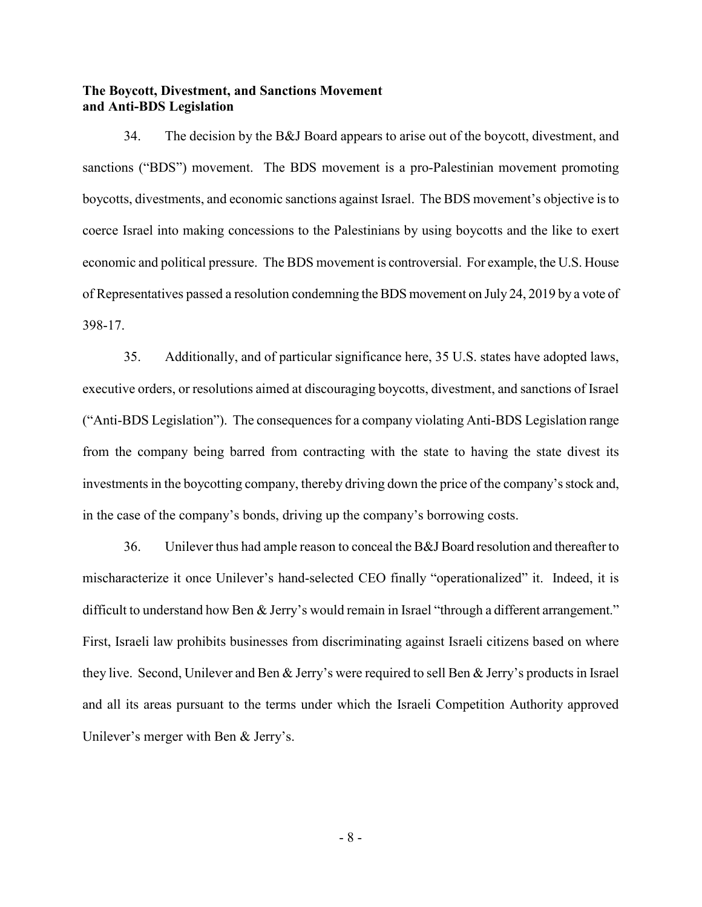**The Boycott, Divestment, and Sanctions Movement and Anti-BDS Legislation**

34. The decision by the B&J Board appears to arise out of the boycott, divestment, and sanctions ("BDS") movement. The BDS movement is a pro-Palestinian movement promoting boycotts, divestments, and economic sanctions against Israel. The BDS movement's objective is to coerce Israel into making concessions to the Palestinians by using boycotts and the like to exert economic and political pressure. The BDS movement is controversial. For example, the U.S. House of Representatives passed a resolution condemning the BDS movement on July 24, 2019 by a vote of 398-17.

35. Additionally, and of particular significance here, 35 U.S. states have adopted laws, executive orders, or resolutions aimed at discouraging boycotts, divestment, and sanctions of Israel ("Anti-BDS Legislation"). The consequences for a company violating Anti-BDS Legislation range from the company being barred from contracting with the state to having the state divest its investments in the boycotting company, thereby driving down the price of the company's stock and, in the case of the company's bonds, driving up the company's borrowing costs.

36. Unilever thus had ample reason to conceal the B&J Board resolution and thereafter to mischaracterize it once Unilever's hand-selected CEO finally "operationalized" it. Indeed, it is difficult to understand how Ben & Jerry's would remain in Israel "through a different arrangement." First, Israeli law prohibits businesses from discriminating against Israeli citizens based on where they live. Second, Unilever and Ben & Jerry's were required to sell Ben & Jerry's products in Israel and all its areas pursuant to the terms under which the Israeli Competition Authority approved Unilever's merger with Ben & Jerry's.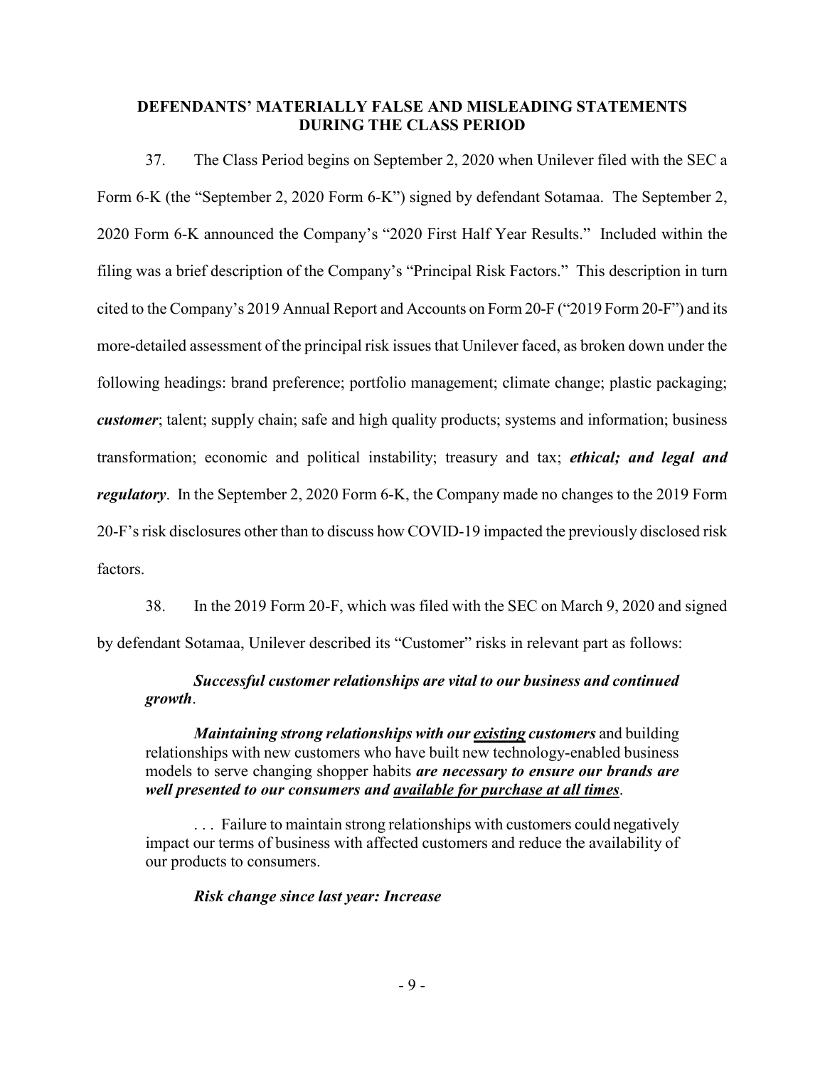## DEFENDANTS' MATERIALLY FALSE AND MISLEADING STATEMENTS DURING THE CLASS PERIOD

37. The Class Period begins on September 2, 2020 when Unilever filed with the SEC a Form 6-K (the "September 2, 2020 Form 6-K") signed by defendant Sotamaa. The September 2, 2020 Form 6-K announced the Company's "2020 First Half Year Results." Included within the filing was a brief description of the Company's "Principal Risk Factors." This description in turn cited to the Company's 2019 Annual Report and Accounts on Form 20-F ("2019 Form 20-F") and its more-detailed assessment of the principal risk issues that Unilever faced, as broken down under the following headings: brand preference; portfolio management; climate change; plastic packaging; ***customer***; talent; supply chain; safe and high quality products; systems and information; business transformation; economic and political instability; treasury and tax; ***ethical; and legal and regulatory***. In the September 2, 2020 Form 6-K, the Company made no changes to the 2019 Form 20-F's risk disclosures other than to discuss how COVID-19 impacted the previously disclosed risk factors.

38. In the 2019 Form 20-F, which was filed with the SEC on March 9, 2020 and signed by defendant Sotamaa, Unilever described its "Customer" risks in relevant part as follows:

> ***Successful customer relationships are vital to our business and continued growth***.
>
> ***Maintaining strong relationships with our <u>existing</u> customers*** and building relationships with new customers who have built new technology-enabled business models to serve changing shopper habits ***are necessary to ensure our brands are well presented to our consumers and <u>available for purchase at all times</u>***.
>
> . . . Failure to maintain strong relationships with customers could negatively impact our terms of business with affected customers and reduce the availability of our products to consumers.
>
> ***Risk change since last year: Increase***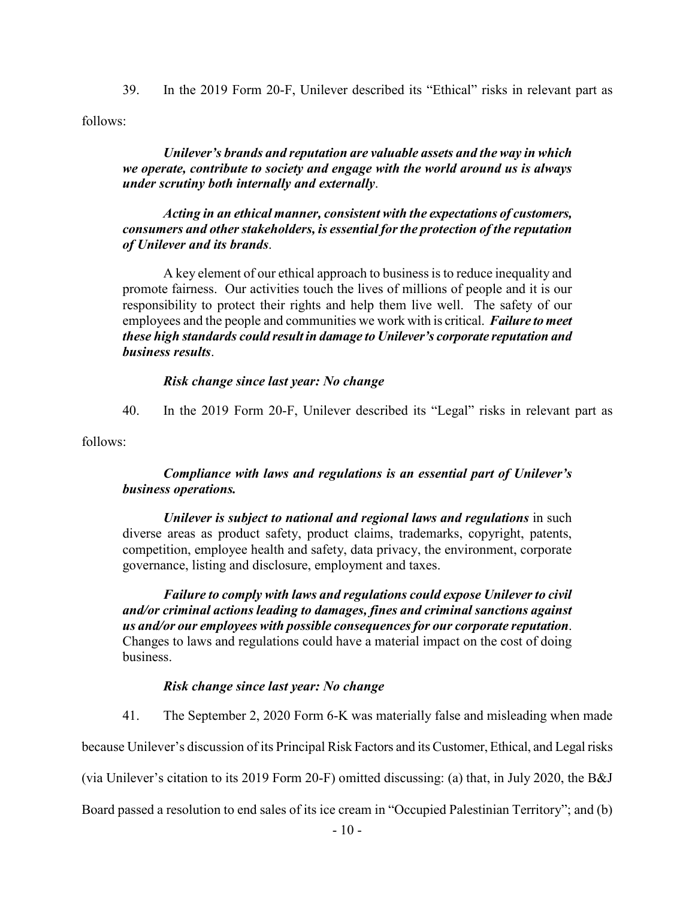39. In the 2019 Form 20-F, Unilever described its "Ethical" risks in relevant part as follows:

> ***Unilever's brands and reputation are valuable assets and the way in which we operate, contribute to society and engage with the world around us is always under scrutiny both internally and externally***.
>
> ***Acting in an ethical manner, consistent with the expectations of customers, consumers and other stakeholders, is essential for the protection of the reputation of Unilever and its brands***.
>
> A key element of our ethical approach to business is to reduce inequality and promote fairness. Our activities touch the lives of millions of people and it is our responsibility to protect their rights and help them live well. The safety of our employees and the people and communities we work with is critical. ***Failure to meet these high standards could result in damage to Unilever's corporate reputation and business results***.
>
> ***Risk change since last year: No change***

40. In the 2019 Form 20-F, Unilever described its "Legal" risks in relevant part as follows:

> ***Compliance with laws and regulations is an essential part of Unilever's business operations.***
>
> ***Unilever is subject to national and regional laws and regulations*** in such diverse areas as product safety, product claims, trademarks, copyright, patents, competition, employee health and safety, data privacy, the environment, corporate governance, listing and disclosure, employment and taxes.
>
> ***Failure to comply with laws and regulations could expose Unilever to civil and/or criminal actions leading to damages, fines and criminal sanctions against us and/or our employees with possible consequences for our corporate reputation***. Changes to laws and regulations could have a material impact on the cost of doing business.
>
> ***Risk change since last year: No change***

41. The September 2, 2020 Form 6-K was materially false and misleading when made because Unilever's discussion of its Principal Risk Factors and its Customer, Ethical, and Legal risks (via Unilever's citation to its 2019 Form 20-F) omitted discussing: (a) that, in July 2020, the B&J Board passed a resolution to end sales of its ice cream in "Occupied Palestinian Territory"; and (b)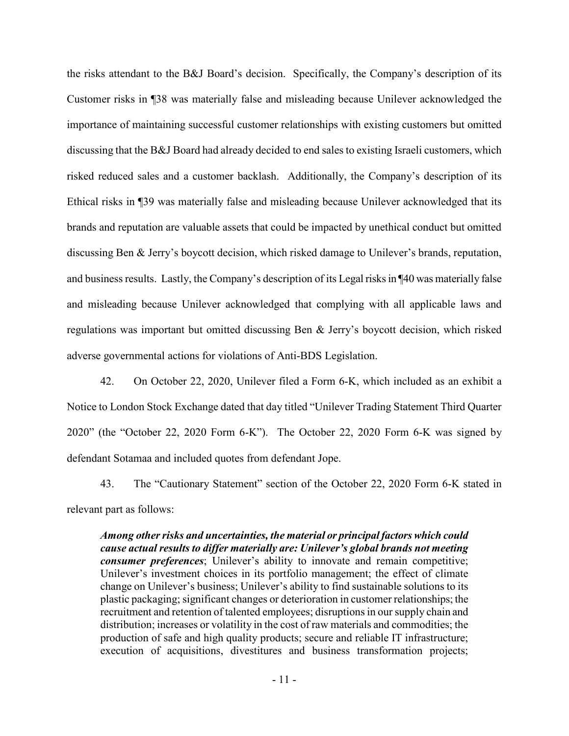the risks attendant to the B&J Board's decision. Specifically, the Company's description of its Customer risks in ¶38 was materially false and misleading because Unilever acknowledged the importance of maintaining successful customer relationships with existing customers but omitted discussing that the B&J Board had already decided to end sales to existing Israeli customers, which risked reduced sales and a customer backlash. Additionally, the Company's description of its Ethical risks in ¶39 was materially false and misleading because Unilever acknowledged that its brands and reputation are valuable assets that could be impacted by unethical conduct but omitted discussing Ben & Jerry's boycott decision, which risked damage to Unilever's brands, reputation, and business results. Lastly, the Company's description of its Legal risks in ¶40 was materially false and misleading because Unilever acknowledged that complying with all applicable laws and regulations was important but omitted discussing Ben & Jerry's boycott decision, which risked adverse governmental actions for violations of Anti-BDS Legislation.

42. On October 22, 2020, Unilever filed a Form 6-K, which included as an exhibit a Notice to London Stock Exchange dated that day titled "Unilever Trading Statement Third Quarter 2020" (the "October 22, 2020 Form 6-K"). The October 22, 2020 Form 6-K was signed by defendant Sotamaa and included quotes from defendant Jope.

43. The "Cautionary Statement" section of the October 22, 2020 Form 6-K stated in relevant part as follows:

> ***Among other risks and uncertainties, the material or principal factors which could cause actual results to differ materially are: Unilever's global brands not meeting consumer preferences***; Unilever's ability to innovate and remain competitive; Unilever's investment choices in its portfolio management; the effect of climate change on Unilever's business; Unilever's ability to find sustainable solutions to its plastic packaging; significant changes or deterioration in customer relationships; the recruitment and retention of talented employees; disruptions in our supply chain and distribution; increases or volatility in the cost of raw materials and commodities; the production of safe and high quality products; secure and reliable IT infrastructure; execution of acquisitions, divestitures and business transformation projects;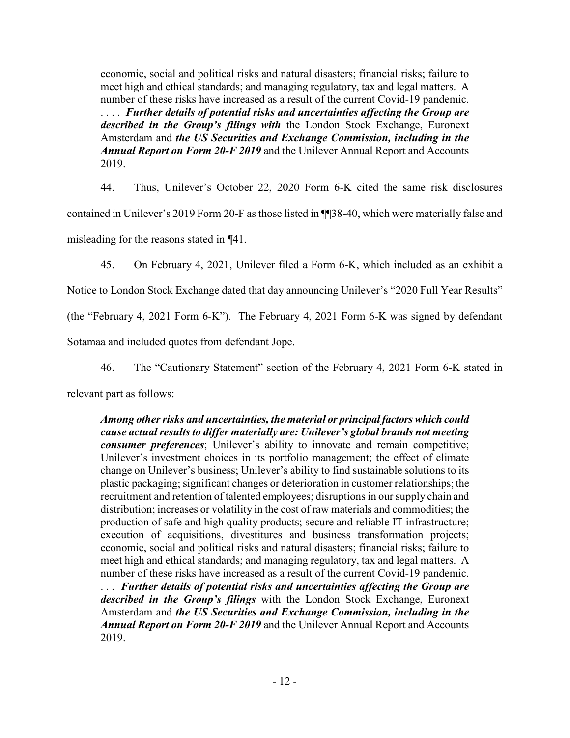> economic, social and political risks and natural disasters; financial risks; failure to meet high and ethical standards; and managing regulatory, tax and legal matters. A number of these risks have increased as a result of the current Covid-19 pandemic. . . . . ***Further details of potential risks and uncertainties affecting the Group are described in the Group's filings with*** the London Stock Exchange, Euronext Amsterdam and ***the US Securities and Exchange Commission, including in the Annual Report on Form 20-F 2019*** and the Unilever Annual Report and Accounts 2019.

44. Thus, Unilever's October 22, 2020 Form 6-K cited the same risk disclosures contained in Unilever's 2019 Form 20-F as those listed in ¶¶38-40, which were materially false and misleading for the reasons stated in ¶41.

45. On February 4, 2021, Unilever filed a Form 6-K, which included as an exhibit a Notice to London Stock Exchange dated that day announcing Unilever's "2020 Full Year Results" (the "February 4, 2021 Form 6-K"). The February 4, 2021 Form 6-K was signed by defendant Sotamaa and included quotes from defendant Jope.

46. The "Cautionary Statement" section of the February 4, 2021 Form 6-K stated in relevant part as follows:

> ***Among other risks and uncertainties, the material or principal factors which could cause actual results to differ materially are: Unilever's global brands not meeting consumer preferences***; Unilever's ability to innovate and remain competitive; Unilever's investment choices in its portfolio management; the effect of climate change on Unilever's business; Unilever's ability to find sustainable solutions to its plastic packaging; significant changes or deterioration in customer relationships; the recruitment and retention of talented employees; disruptions in our supply chain and distribution; increases or volatility in the cost of raw materials and commodities; the production of safe and high quality products; secure and reliable IT infrastructure; execution of acquisitions, divestitures and business transformation projects; economic, social and political risks and natural disasters; financial risks; failure to meet high and ethical standards; and managing regulatory, tax and legal matters. A number of these risks have increased as a result of the current Covid-19 pandemic. . . . ***Further details of potential risks and uncertainties affecting the Group are described in the Group's filings*** with the London Stock Exchange, Euronext Amsterdam and ***the US Securities and Exchange Commission, including in the Annual Report on Form 20-F 2019*** and the Unilever Annual Report and Accounts 2019.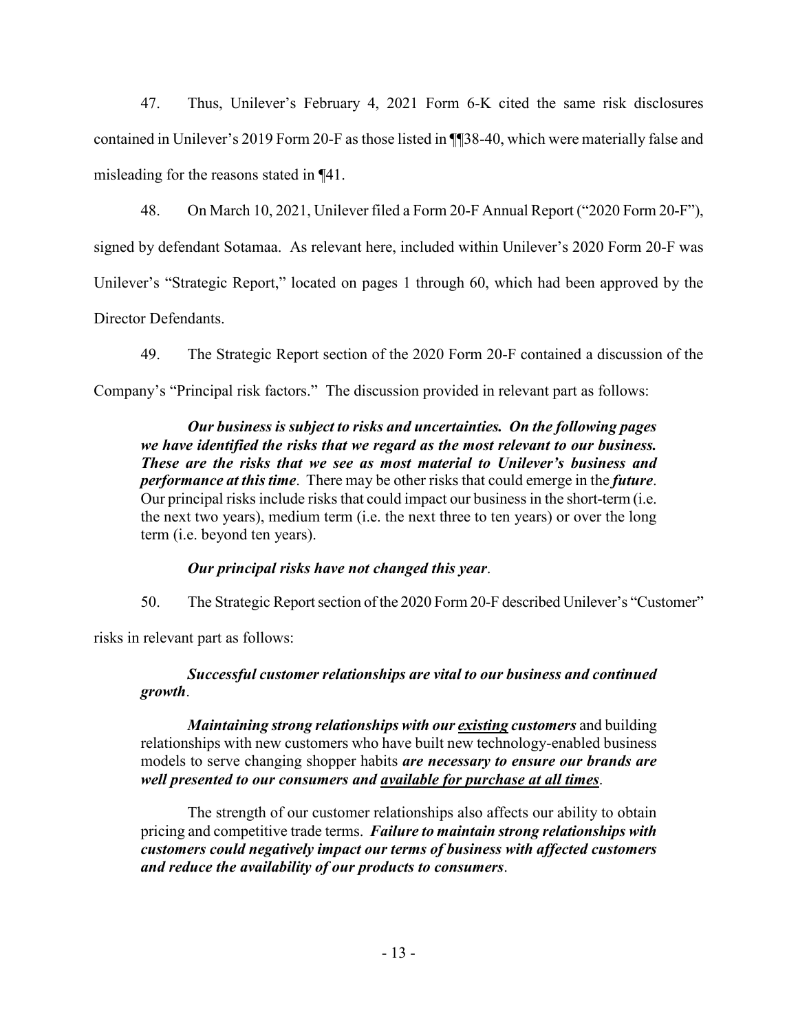47. Thus, Unilever's February 4, 2021 Form 6-K cited the same risk disclosures contained in Unilever's 2019 Form 20-F as those listed in ¶¶38-40, which were materially false and misleading for the reasons stated in ¶41.

48. On March 10, 2021, Unilever filed a Form 20-F Annual Report ("2020 Form 20-F"), signed by defendant Sotamaa. As relevant here, included within Unilever's 2020 Form 20-F was Unilever's "Strategic Report," located on pages 1 through 60, which had been approved by the Director Defendants.

49. The Strategic Report section of the 2020 Form 20-F contained a discussion of the Company's "Principal risk factors." The discussion provided in relevant part as follows:

> ***Our business is subject to risks and uncertainties. On the following pages we have identified the risks that we regard as the most relevant to our business. These are the risks that we see as most material to Unilever's business and performance at this time***. There may be other risks that could emerge in the ***future***. Our principal risks include risks that could impact our business in the short-term (i.e. the next two years), medium term (i.e. the next three to ten years) or over the long term (i.e. beyond ten years).
>
> ***Our principal risks have not changed this year***.

50. The Strategic Report section of the 2020 Form 20-F described Unilever's "Customer" risks in relevant part as follows:

> ***Successful customer relationships are vital to our business and continued growth***.
>
> ***Maintaining strong relationships with our <u>existing</u> customers*** and building relationships with new customers who have built new technology-enabled business models to serve changing shopper habits ***are necessary to ensure our brands are well presented to our consumers and <u>available for purchase at all times</u>***.
>
> The strength of our customer relationships also affects our ability to obtain pricing and competitive trade terms. ***Failure to maintain strong relationships with customers could negatively impact our terms of business with affected customers and reduce the availability of our products to consumers***.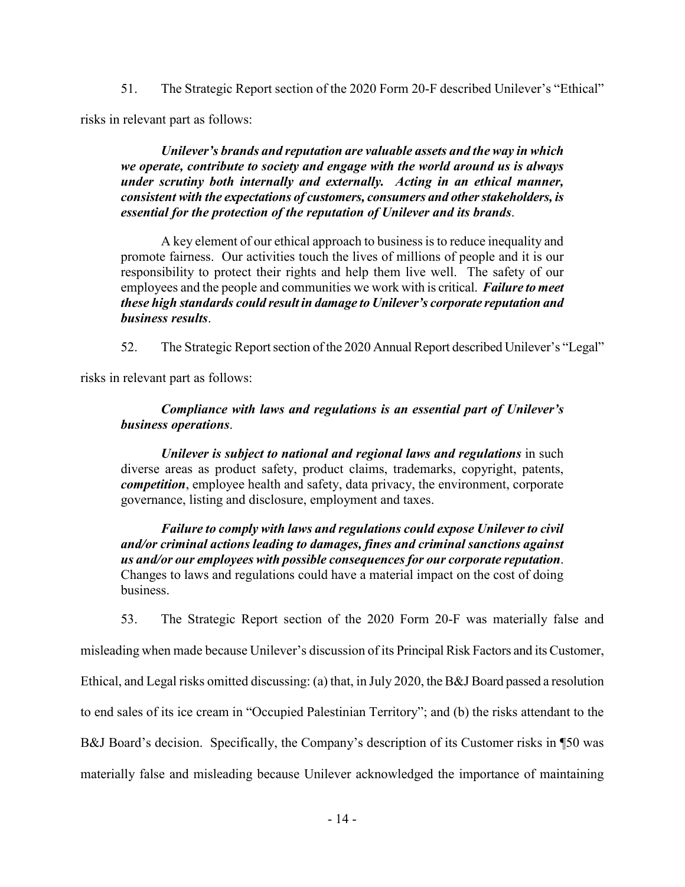51. The Strategic Report section of the 2020 Form 20-F described Unilever's "Ethical" risks in relevant part as follows:

> ***Unilever's brands and reputation are valuable assets and the way in which we operate, contribute to society and engage with the world around us is always under scrutiny both internally and externally. Acting in an ethical manner, consistent with the expectations of customers, consumers and other stakeholders, is essential for the protection of the reputation of Unilever and its brands***.
>
> A key element of our ethical approach to business is to reduce inequality and promote fairness. Our activities touch the lives of millions of people and it is our responsibility to protect their rights and help them live well. The safety of our employees and the people and communities we work with is critical. ***Failure to meet these high standards could result in damage to Unilever's corporate reputation and business results***.

52. The Strategic Report section of the 2020 Annual Report described Unilever's "Legal" risks in relevant part as follows:

> ***Compliance with laws and regulations is an essential part of Unilever's business operations***.
>
> ***Unilever is subject to national and regional laws and regulations*** in such diverse areas as product safety, product claims, trademarks, copyright, patents, ***competition***, employee health and safety, data privacy, the environment, corporate governance, listing and disclosure, employment and taxes.
>
> ***Failure to comply with laws and regulations could expose Unilever to civil and/or criminal actions leading to damages, fines and criminal sanctions against us and/or our employees with possible consequences for our corporate reputation***. Changes to laws and regulations could have a material impact on the cost of doing business.

53. The Strategic Report section of the 2020 Form 20-F was materially false and misleading when made because Unilever's discussion of its Principal Risk Factors and its Customer, Ethical, and Legal risks omitted discussing: (a) that, in July 2020, the B&J Board passed a resolution to end sales of its ice cream in "Occupied Palestinian Territory"; and (b) the risks attendant to the B&J Board's decision. Specifically, the Company's description of its Customer risks in ¶50 was materially false and misleading because Unilever acknowledged the importance of maintaining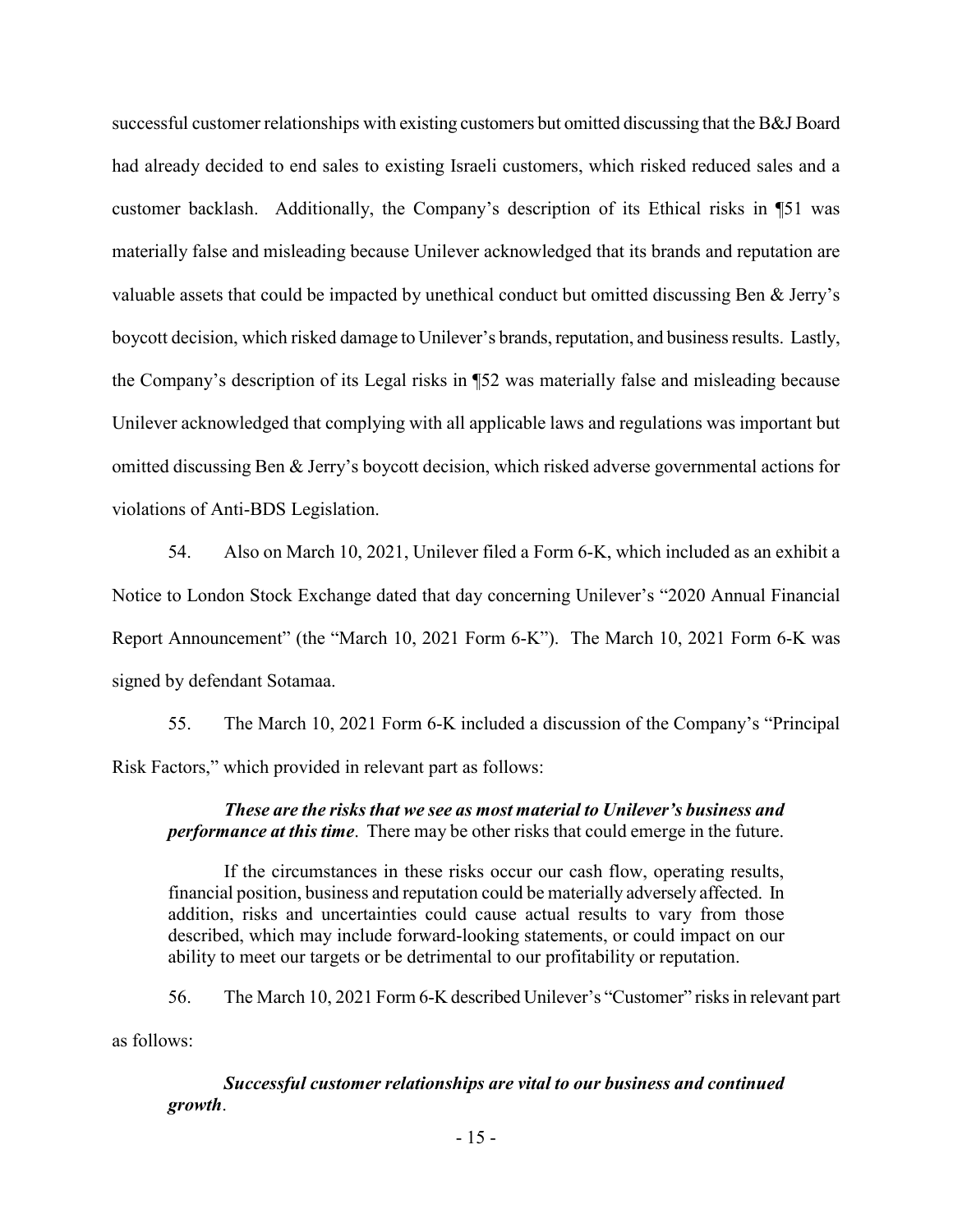successful customer relationships with existing customers but omitted discussing that the B&J Board had already decided to end sales to existing Israeli customers, which risked reduced sales and a customer backlash. Additionally, the Company's description of its Ethical risks in ¶51 was materially false and misleading because Unilever acknowledged that its brands and reputation are valuable assets that could be impacted by unethical conduct but omitted discussing Ben & Jerry's boycott decision, which risked damage to Unilever's brands, reputation, and business results. Lastly, the Company's description of its Legal risks in ¶52 was materially false and misleading because Unilever acknowledged that complying with all applicable laws and regulations was important but omitted discussing Ben & Jerry's boycott decision, which risked adverse governmental actions for violations of Anti-BDS Legislation.

54. Also on March 10, 2021, Unilever filed a Form 6-K, which included as an exhibit a Notice to London Stock Exchange dated that day concerning Unilever's "2020 Annual Financial Report Announcement" (the "March 10, 2021 Form 6-K"). The March 10, 2021 Form 6-K was signed by defendant Sotamaa.

55. The March 10, 2021 Form 6-K included a discussion of the Company's "Principal Risk Factors," which provided in relevant part as follows:

> ***These are the risks that we see as most material to Unilever's business and performance at this time***. There may be other risks that could emerge in the future.
>
> If the circumstances in these risks occur our cash flow, operating results, financial position, business and reputation could be materially adversely affected. In addition, risks and uncertainties could cause actual results to vary from those described, which may include forward-looking statements, or could impact on our ability to meet our targets or be detrimental to our profitability or reputation.

56. The March 10, 2021 Form 6-K described Unilever's "Customer" risks in relevant part as follows:

> ***Successful customer relationships are vital to our business and continued growth***.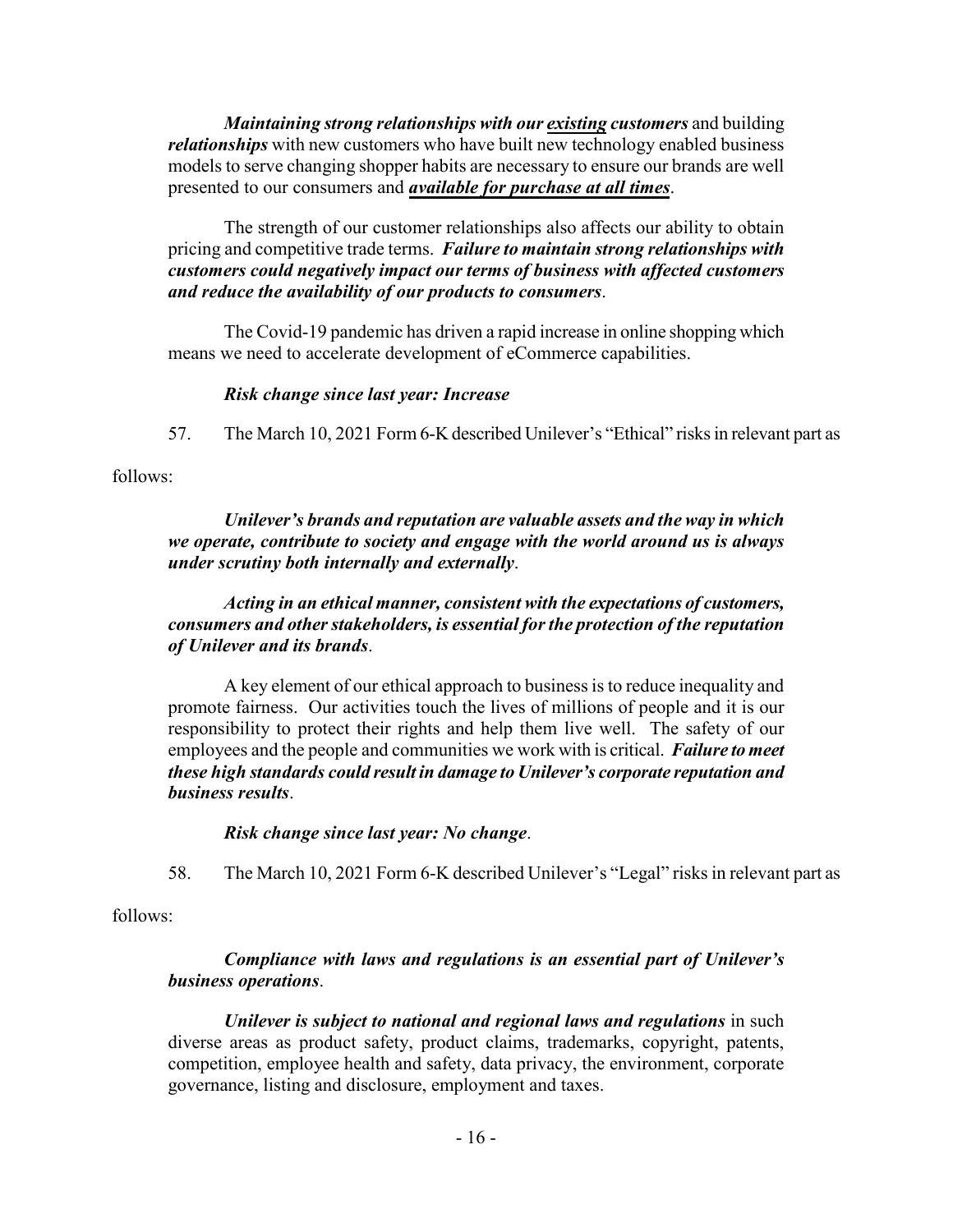***Maintaining strong relationships with our <u>existing</u> customers*** and building ***relationships*** with new customers who have built new technology enabled business models to serve changing shopper habits are necessary to ensure our brands are well presented to our consumers and ***<u>available for purchase at all times</u>***.

The strength of our customer relationships also affects our ability to obtain pricing and competitive trade terms. ***Failure to maintain strong relationships with customers could negatively impact our terms of business with affected customers and reduce the availability of our products to consumers***.

The Covid-19 pandemic has driven a rapid increase in online shopping which means we need to accelerate development of eCommerce capabilities.

***Risk change since last year: Increase***

57. The March 10, 2021 Form 6-K described Unilever's "Ethical" risks in relevant part as follows:

***Unilever's brands and reputation are valuable assets and the way in which we operate, contribute to society and engage with the world around us is always under scrutiny both internally and externally***.

***Acting in an ethical manner, consistent with the expectations of customers, consumers and other stakeholders, is essential for the protection of the reputation of Unilever and its brands***.

A key element of our ethical approach to business is to reduce inequality and promote fairness. Our activities touch the lives of millions of people and it is our responsibility to protect their rights and help them live well. The safety of our employees and the people and communities we work with is critical. ***Failure to meet these high standards could result in damage to Unilever's corporate reputation and business results***.

***Risk change since last year: No change***.

58. The March 10, 2021 Form 6-K described Unilever's "Legal" risks in relevant part as follows:

***Compliance with laws and regulations is an essential part of Unilever's business operations***.

***Unilever is subject to national and regional laws and regulations*** in such diverse areas as product safety, product claims, trademarks, copyright, patents, competition, employee health and safety, data privacy, the environment, corporate governance, listing and disclosure, employment and taxes.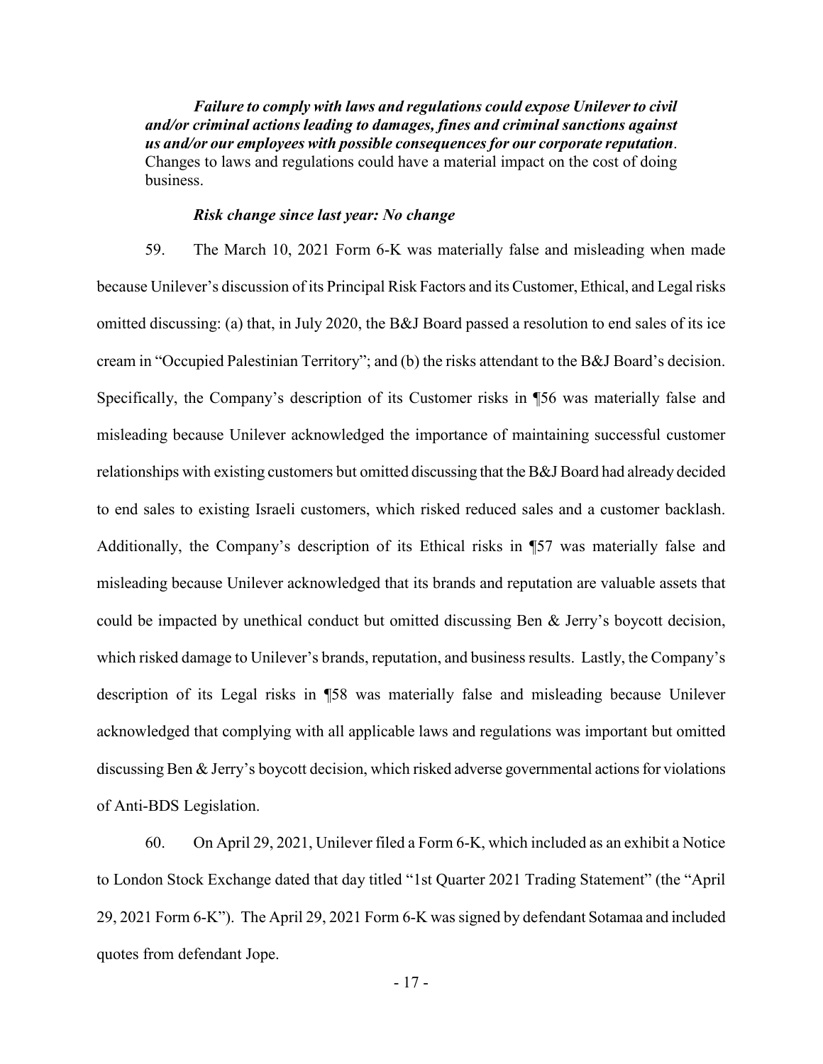*Failure to comply with laws and regulations could expose Unilever to civil and/or criminal actions leading to damages, fines and criminal sanctions against us and/or our employees with possible consequences for our corporate reputation*. Changes to laws and regulations could have a material impact on the cost of doing business.

*Risk change since last year: No change*

59. The March 10, 2021 Form 6-K was materially false and misleading when made because Unilever's discussion of its Principal Risk Factors and its Customer, Ethical, and Legal risks omitted discussing: (a) that, in July 2020, the B&J Board passed a resolution to end sales of its ice cream in "Occupied Palestinian Territory"; and (b) the risks attendant to the B&J Board's decision. Specifically, the Company's description of its Customer risks in ¶56 was materially false and misleading because Unilever acknowledged the importance of maintaining successful customer relationships with existing customers but omitted discussing that the B&J Board had already decided to end sales to existing Israeli customers, which risked reduced sales and a customer backlash. Additionally, the Company's description of its Ethical risks in ¶57 was materially false and misleading because Unilever acknowledged that its brands and reputation are valuable assets that could be impacted by unethical conduct but omitted discussing Ben & Jerry's boycott decision, which risked damage to Unilever's brands, reputation, and business results. Lastly, the Company's description of its Legal risks in ¶58 was materially false and misleading because Unilever acknowledged that complying with all applicable laws and regulations was important but omitted discussing Ben & Jerry's boycott decision, which risked adverse governmental actions for violations of Anti-BDS Legislation.

60. On April 29, 2021, Unilever filed a Form 6-K, which included as an exhibit a Notice to London Stock Exchange dated that day titled "1st Quarter 2021 Trading Statement" (the "April 29, 2021 Form 6-K"). The April 29, 2021 Form 6-K was signed by defendant Sotamaa and included quotes from defendant Jope.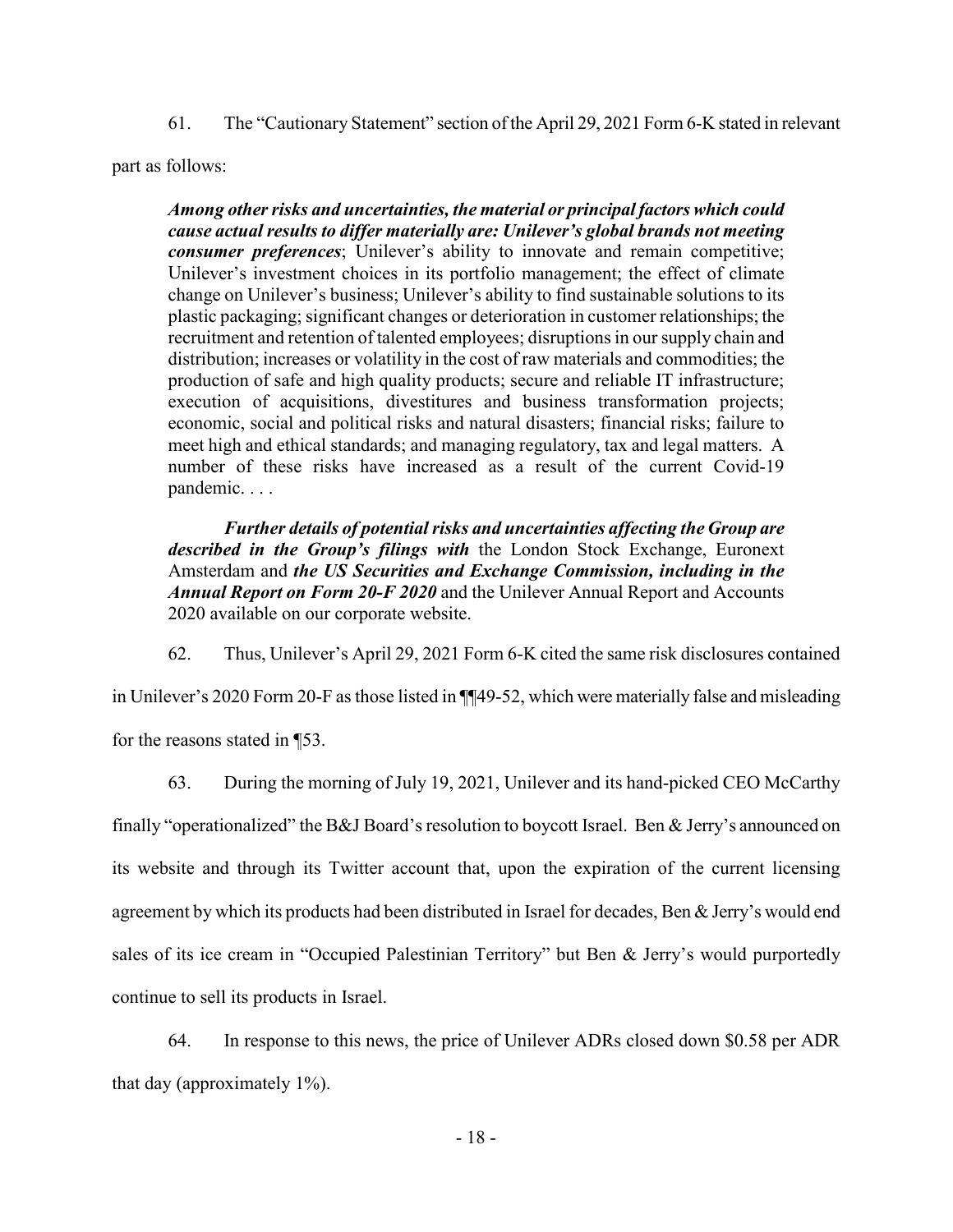61. The "Cautionary Statement" section of the April 29, 2021 Form 6-K stated in relevant part as follows:

> ***Among other risks and uncertainties, the material or principal factors which could cause actual results to differ materially are: Unilever's global brands not meeting consumer preferences***; Unilever's ability to innovate and remain competitive; Unilever's investment choices in its portfolio management; the effect of climate change on Unilever's business; Unilever's ability to find sustainable solutions to its plastic packaging; significant changes or deterioration in customer relationships; the recruitment and retention of talented employees; disruptions in our supply chain and distribution; increases or volatility in the cost of raw materials and commodities; the production of safe and high quality products; secure and reliable IT infrastructure; execution of acquisitions, divestitures and business transformation projects; economic, social and political risks and natural disasters; financial risks; failure to meet high and ethical standards; and managing regulatory, tax and legal matters. A number of these risks have increased as a result of the current Covid-19 pandemic. . . .
>
> ***Further details of potential risks and uncertainties affecting the Group are described in the Group's filings with*** the London Stock Exchange, Euronext Amsterdam and ***the US Securities and Exchange Commission, including in the Annual Report on Form 20-F 2020*** and the Unilever Annual Report and Accounts 2020 available on our corporate website.

62. Thus, Unilever's April 29, 2021 Form 6-K cited the same risk disclosures contained in Unilever's 2020 Form 20-F as those listed in ¶¶49-52, which were materially false and misleading for the reasons stated in ¶53.

63. During the morning of July 19, 2021, Unilever and its hand-picked CEO McCarthy finally "operationalized" the B&J Board's resolution to boycott Israel. Ben & Jerry's announced on its website and through its Twitter account that, upon the expiration of the current licensing agreement by which its products had been distributed in Israel for decades, Ben & Jerry's would end sales of its ice cream in "Occupied Palestinian Territory" but Ben & Jerry's would purportedly continue to sell its products in Israel.

64. In response to this news, the price of Unilever ADRs closed down $0.58 per ADR that day (approximately 1%).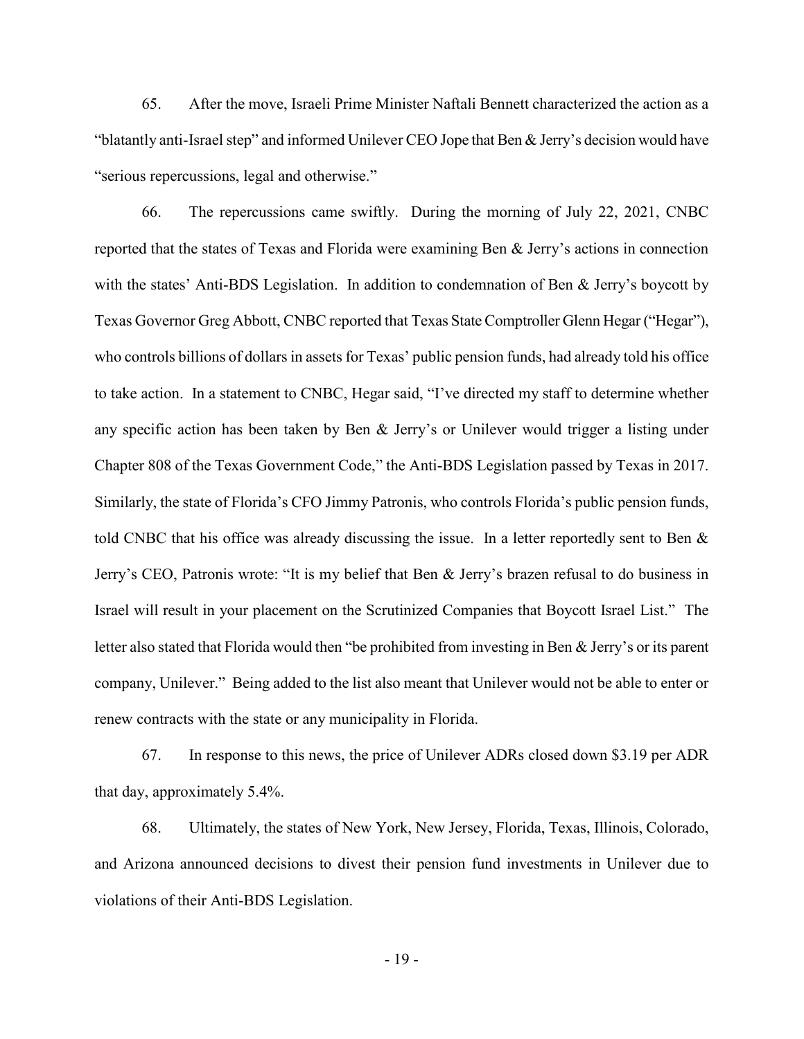65. After the move, Israeli Prime Minister Naftali Bennett characterized the action as a "blatantly anti-Israel step" and informed Unilever CEO Jope that Ben & Jerry's decision would have "serious repercussions, legal and otherwise."

66. The repercussions came swiftly. During the morning of July 22, 2021, CNBC reported that the states of Texas and Florida were examining Ben & Jerry's actions in connection with the states' Anti-BDS Legislation. In addition to condemnation of Ben & Jerry's boycott by Texas Governor Greg Abbott, CNBC reported that Texas State Comptroller Glenn Hegar ("Hegar"), who controls billions of dollars in assets for Texas' public pension funds, had already told his office to take action. In a statement to CNBC, Hegar said, "I've directed my staff to determine whether any specific action has been taken by Ben & Jerry's or Unilever would trigger a listing under Chapter 808 of the Texas Government Code," the Anti-BDS Legislation passed by Texas in 2017. Similarly, the state of Florida's CFO Jimmy Patronis, who controls Florida's public pension funds, told CNBC that his office was already discussing the issue. In a letter reportedly sent to Ben & Jerry's CEO, Patronis wrote: "It is my belief that Ben & Jerry's brazen refusal to do business in Israel will result in your placement on the Scrutinized Companies that Boycott Israel List." The letter also stated that Florida would then "be prohibited from investing in Ben & Jerry's or its parent company, Unilever." Being added to the list also meant that Unilever would not be able to enter or renew contracts with the state or any municipality in Florida.

67. In response to this news, the price of Unilever ADRs closed down $3.19 per ADR that day, approximately 5.4%.

68. Ultimately, the states of New York, New Jersey, Florida, Texas, Illinois, Colorado, and Arizona announced decisions to divest their pension fund investments in Unilever due to violations of their Anti-BDS Legislation.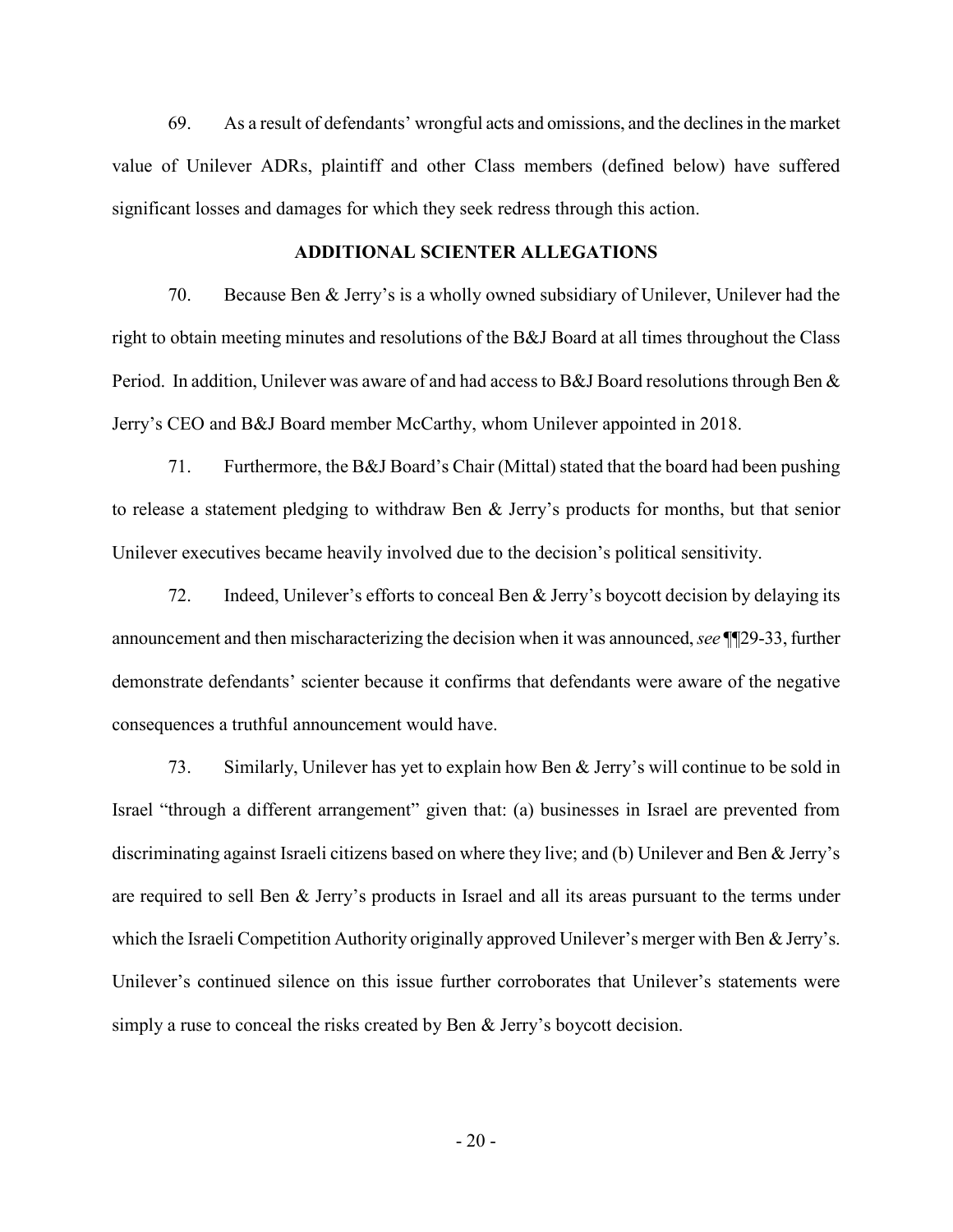69. As a result of defendants' wrongful acts and omissions, and the declines in the market value of Unilever ADRs, plaintiff and other Class members (defined below) have suffered significant losses and damages for which they seek redress through this action.

## ADDITIONAL SCIENTER ALLEGATIONS

70. Because Ben & Jerry's is a wholly owned subsidiary of Unilever, Unilever had the right to obtain meeting minutes and resolutions of the B&J Board at all times throughout the Class Period. In addition, Unilever was aware of and had access to B&J Board resolutions through Ben & Jerry's CEO and B&J Board member McCarthy, whom Unilever appointed in 2018.

71. Furthermore, the B&J Board's Chair (Mittal) stated that the board had been pushing to release a statement pledging to withdraw Ben & Jerry's products for months, but that senior Unilever executives became heavily involved due to the decision's political sensitivity.

72. Indeed, Unilever's efforts to conceal Ben & Jerry's boycott decision by delaying its announcement and then mischaracterizing the decision when it was announced, *see* ¶¶29-33, further demonstrate defendants' scienter because it confirms that defendants were aware of the negative consequences a truthful announcement would have.

73. Similarly, Unilever has yet to explain how Ben & Jerry's will continue to be sold in Israel "through a different arrangement" given that: (a) businesses in Israel are prevented from discriminating against Israeli citizens based on where they live; and (b) Unilever and Ben & Jerry's are required to sell Ben & Jerry's products in Israel and all its areas pursuant to the terms under which the Israeli Competition Authority originally approved Unilever's merger with Ben & Jerry's. Unilever's continued silence on this issue further corroborates that Unilever's statements were simply a ruse to conceal the risks created by Ben & Jerry's boycott decision.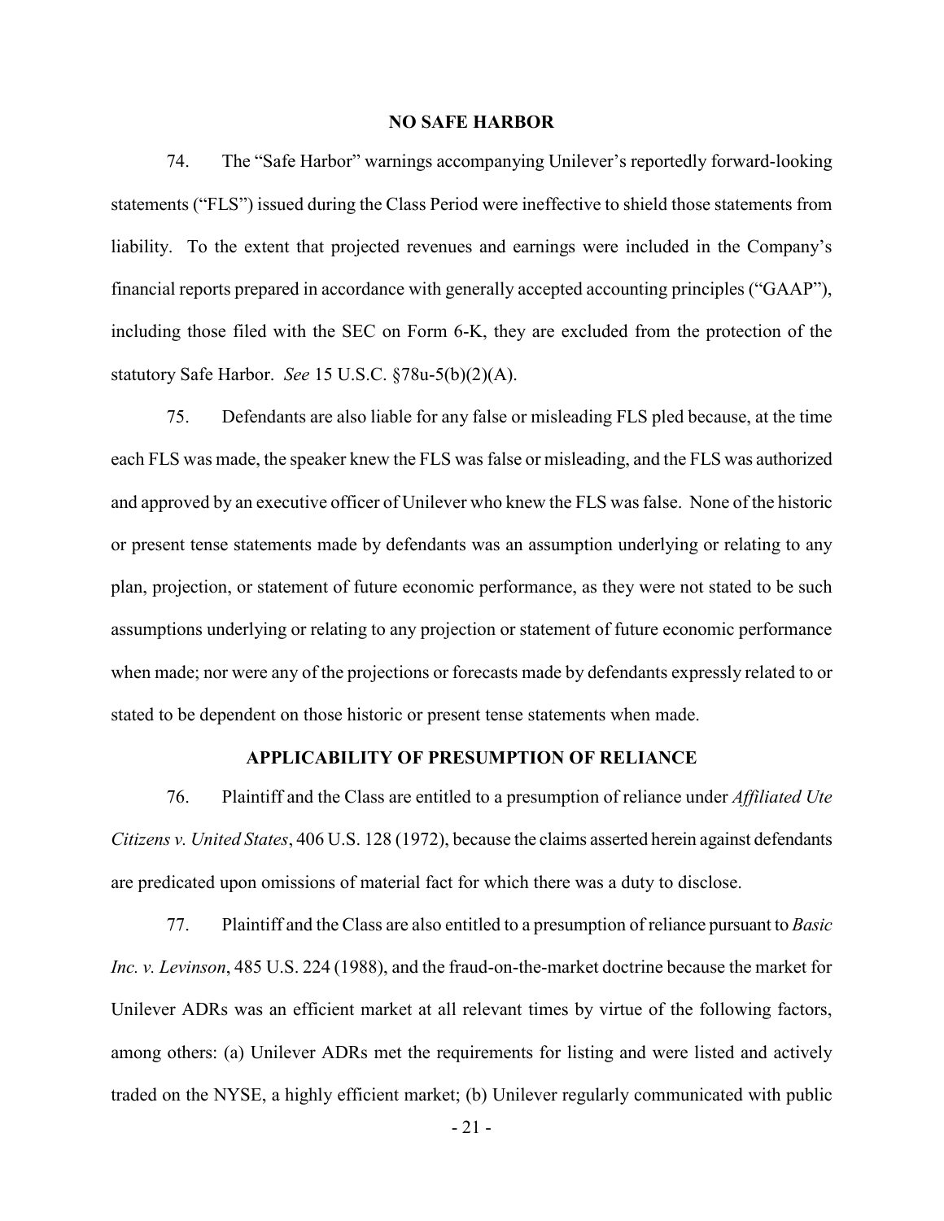## NO SAFE HARBOR

74. The "Safe Harbor" warnings accompanying Unilever's reportedly forward-looking statements ("FLS") issued during the Class Period were ineffective to shield those statements from liability. To the extent that projected revenues and earnings were included in the Company's financial reports prepared in accordance with generally accepted accounting principles ("GAAP"), including those filed with the SEC on Form 6-K, they are excluded from the protection of the statutory Safe Harbor. *See* 15 U.S.C. §78u-5(b)(2)(A).

75. Defendants are also liable for any false or misleading FLS pled because, at the time each FLS was made, the speaker knew the FLS was false or misleading, and the FLS was authorized and approved by an executive officer of Unilever who knew the FLS was false. None of the historic or present tense statements made by defendants was an assumption underlying or relating to any plan, projection, or statement of future economic performance, as they were not stated to be such assumptions underlying or relating to any projection or statement of future economic performance when made; nor were any of the projections or forecasts made by defendants expressly related to or stated to be dependent on those historic or present tense statements when made.

## APPLICABILITY OF PRESUMPTION OF RELIANCE

76. Plaintiff and the Class are entitled to a presumption of reliance under *Affiliated Ute Citizens v. United States*, 406 U.S. 128 (1972), because the claims asserted herein against defendants are predicated upon omissions of material fact for which there was a duty to disclose.

77. Plaintiff and the Class are also entitled to a presumption of reliance pursuant to *Basic Inc. v. Levinson*, 485 U.S. 224 (1988), and the fraud-on-the-market doctrine because the market for Unilever ADRs was an efficient market at all relevant times by virtue of the following factors, among others: (a) Unilever ADRs met the requirements for listing and were listed and actively traded on the NYSE, a highly efficient market; (b) Unilever regularly communicated with public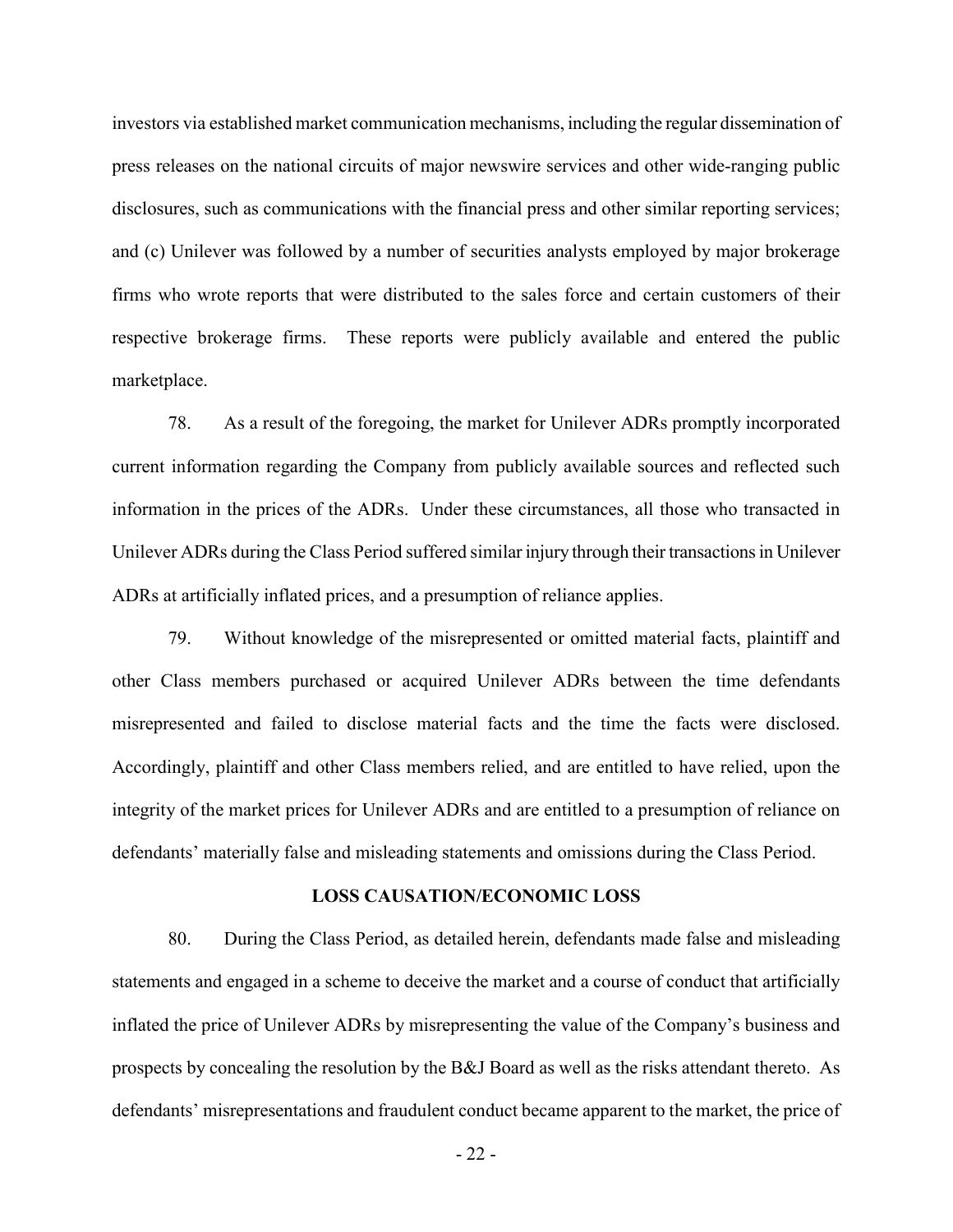investors via established market communication mechanisms, including the regular dissemination of press releases on the national circuits of major newswire services and other wide-ranging public disclosures, such as communications with the financial press and other similar reporting services; and (c) Unilever was followed by a number of securities analysts employed by major brokerage firms who wrote reports that were distributed to the sales force and certain customers of their respective brokerage firms. These reports were publicly available and entered the public marketplace.

78. As a result of the foregoing, the market for Unilever ADRs promptly incorporated current information regarding the Company from publicly available sources and reflected such information in the prices of the ADRs. Under these circumstances, all those who transacted in Unilever ADRs during the Class Period suffered similar injury through their transactions in Unilever ADRs at artificially inflated prices, and a presumption of reliance applies.

79. Without knowledge of the misrepresented or omitted material facts, plaintiff and other Class members purchased or acquired Unilever ADRs between the time defendants misrepresented and failed to disclose material facts and the time the facts were disclosed. Accordingly, plaintiff and other Class members relied, and are entitled to have relied, upon the integrity of the market prices for Unilever ADRs and are entitled to a presumption of reliance on defendants' materially false and misleading statements and omissions during the Class Period.

## LOSS CAUSATION/ECONOMIC LOSS

80. During the Class Period, as detailed herein, defendants made false and misleading statements and engaged in a scheme to deceive the market and a course of conduct that artificially inflated the price of Unilever ADRs by misrepresenting the value of the Company's business and prospects by concealing the resolution by the B&J Board as well as the risks attendant thereto. As defendants' misrepresentations and fraudulent conduct became apparent to the market, the price of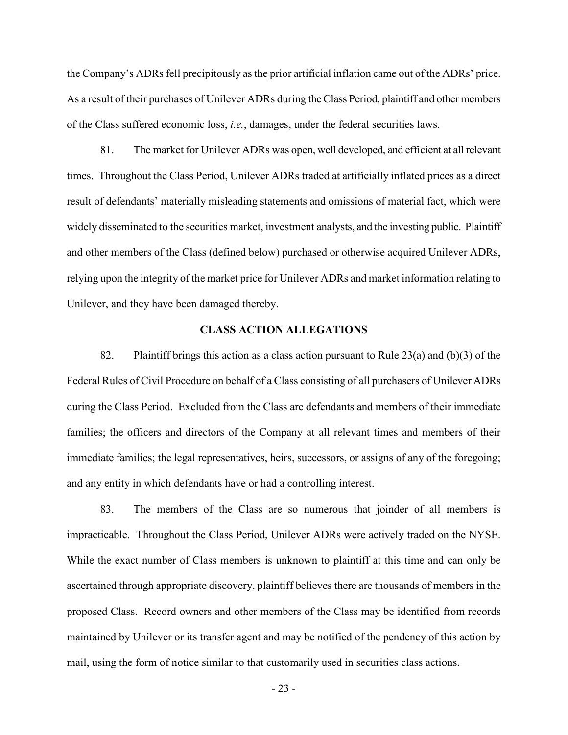the Company's ADRs fell precipitously as the prior artificial inflation came out of the ADRs' price. As a result of their purchases of Unilever ADRs during the Class Period, plaintiff and other members of the Class suffered economic loss, *i.e.*, damages, under the federal securities laws.

81. The market for Unilever ADRs was open, well developed, and efficient at all relevant times. Throughout the Class Period, Unilever ADRs traded at artificially inflated prices as a direct result of defendants' materially misleading statements and omissions of material fact, which were widely disseminated to the securities market, investment analysts, and the investing public. Plaintiff and other members of the Class (defined below) purchased or otherwise acquired Unilever ADRs, relying upon the integrity of the market price for Unilever ADRs and market information relating to Unilever, and they have been damaged thereby.

## CLASS ACTION ALLEGATIONS

82. Plaintiff brings this action as a class action pursuant to Rule 23(a) and (b)(3) of the Federal Rules of Civil Procedure on behalf of a Class consisting of all purchasers of Unilever ADRs during the Class Period. Excluded from the Class are defendants and members of their immediate families; the officers and directors of the Company at all relevant times and members of their immediate families; the legal representatives, heirs, successors, or assigns of any of the foregoing; and any entity in which defendants have or had a controlling interest.

83. The members of the Class are so numerous that joinder of all members is impracticable. Throughout the Class Period, Unilever ADRs were actively traded on the NYSE. While the exact number of Class members is unknown to plaintiff at this time and can only be ascertained through appropriate discovery, plaintiff believes there are thousands of members in the proposed Class. Record owners and other members of the Class may be identified from records maintained by Unilever or its transfer agent and may be notified of the pendency of this action by mail, using the form of notice similar to that customarily used in securities class actions.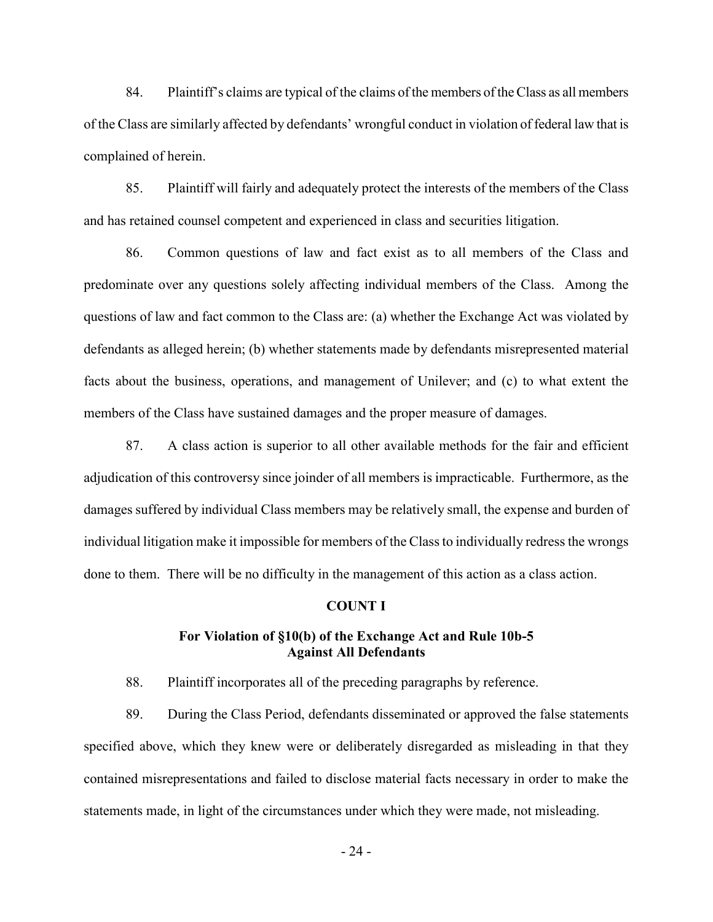84. Plaintiff's claims are typical of the claims of the members of the Class as all members of the Class are similarly affected by defendants' wrongful conduct in violation of federal law that is complained of herein.

85. Plaintiff will fairly and adequately protect the interests of the members of the Class and has retained counsel competent and experienced in class and securities litigation.

86. Common questions of law and fact exist as to all members of the Class and predominate over any questions solely affecting individual members of the Class. Among the questions of law and fact common to the Class are: (a) whether the Exchange Act was violated by defendants as alleged herein; (b) whether statements made by defendants misrepresented material facts about the business, operations, and management of Unilever; and (c) to what extent the members of the Class have sustained damages and the proper measure of damages.

87. A class action is superior to all other available methods for the fair and efficient adjudication of this controversy since joinder of all members is impracticable. Furthermore, as the damages suffered by individual Class members may be relatively small, the expense and burden of individual litigation make it impossible for members of the Class to individually redress the wrongs done to them. There will be no difficulty in the management of this action as a class action.

## COUNT I

### For Violation of §10(b) of the Exchange Act and Rule 10b-5 Against All Defendants

88. Plaintiff incorporates all of the preceding paragraphs by reference.

89. During the Class Period, defendants disseminated or approved the false statements specified above, which they knew were or deliberately disregarded as misleading in that they contained misrepresentations and failed to disclose material facts necessary in order to make the statements made, in light of the circumstances under which they were made, not misleading.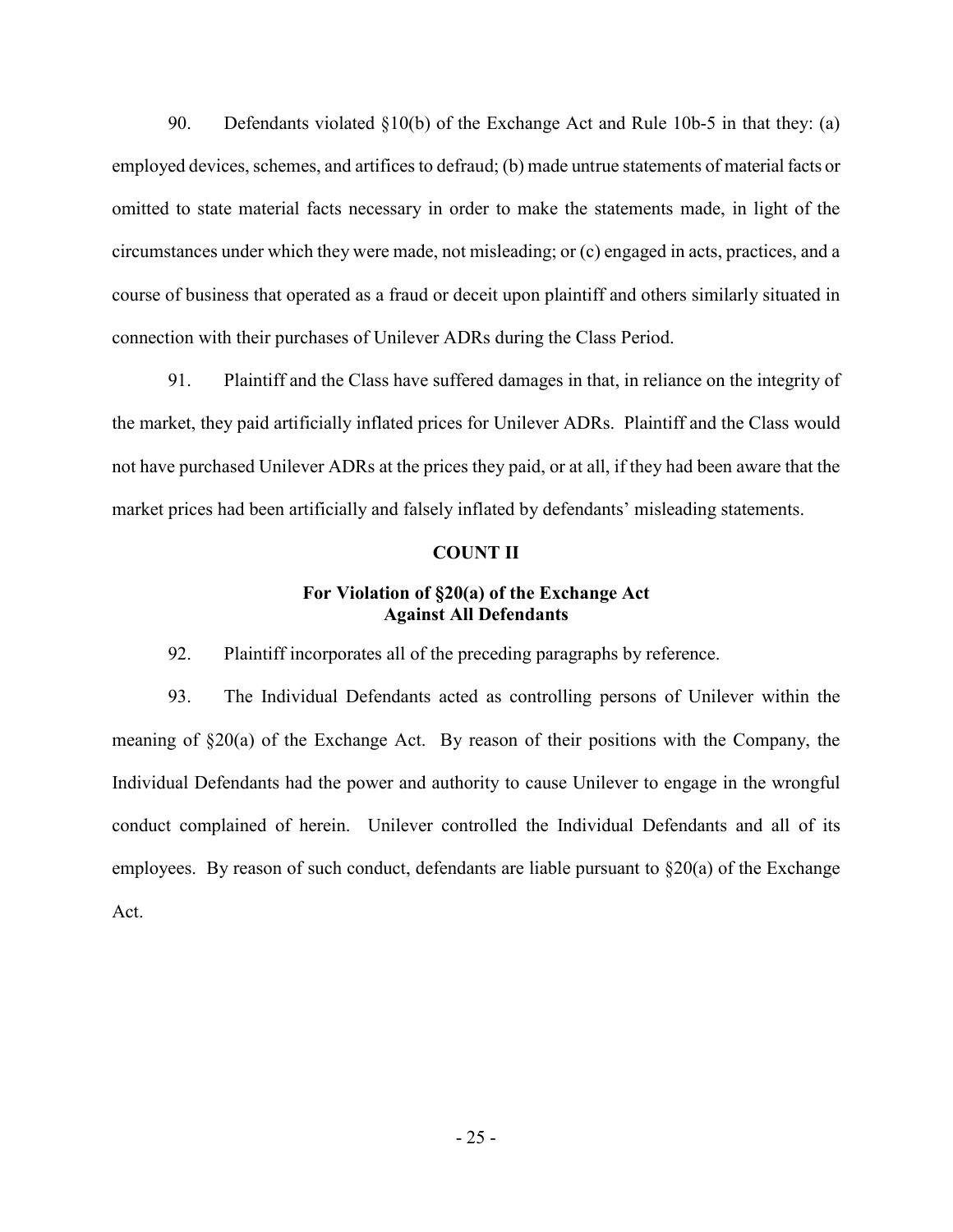90. Defendants violated §10(b) of the Exchange Act and Rule 10b-5 in that they: (a) employed devices, schemes, and artifices to defraud; (b) made untrue statements of material facts or omitted to state material facts necessary in order to make the statements made, in light of the circumstances under which they were made, not misleading; or (c) engaged in acts, practices, and a course of business that operated as a fraud or deceit upon plaintiff and others similarly situated in connection with their purchases of Unilever ADRs during the Class Period.

91. Plaintiff and the Class have suffered damages in that, in reliance on the integrity of the market, they paid artificially inflated prices for Unilever ADRs. Plaintiff and the Class would not have purchased Unilever ADRs at the prices they paid, or at all, if they had been aware that the market prices had been artificially and falsely inflated by defendants' misleading statements.

## COUNT II

### For Violation of §20(a) of the Exchange Act Against All Defendants

92. Plaintiff incorporates all of the preceding paragraphs by reference.

93. The Individual Defendants acted as controlling persons of Unilever within the meaning of §20(a) of the Exchange Act. By reason of their positions with the Company, the Individual Defendants had the power and authority to cause Unilever to engage in the wrongful conduct complained of herein. Unilever controlled the Individual Defendants and all of its employees. By reason of such conduct, defendants are liable pursuant to §20(a) of the Exchange Act.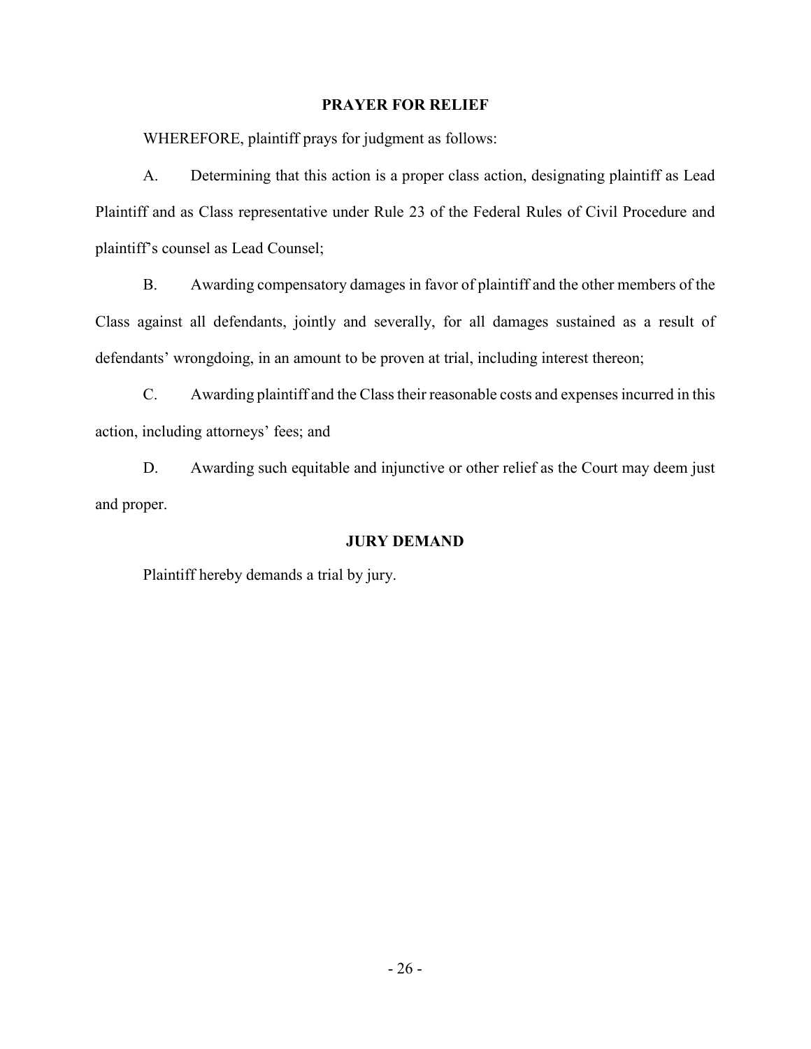## PRAYER FOR RELIEF

WHEREFORE, plaintiff prays for judgment as follows:

A. Determining that this action is a proper class action, designating plaintiff as Lead Plaintiff and as Class representative under Rule 23 of the Federal Rules of Civil Procedure and plaintiff's counsel as Lead Counsel;

B. Awarding compensatory damages in favor of plaintiff and the other members of the Class against all defendants, jointly and severally, for all damages sustained as a result of defendants' wrongdoing, in an amount to be proven at trial, including interest thereon;

C. Awarding plaintiff and the Class their reasonable costs and expenses incurred in this action, including attorneys' fees; and

D. Awarding such equitable and injunctive or other relief as the Court may deem just and proper.

## JURY DEMAND

Plaintiff hereby demands a trial by jury.